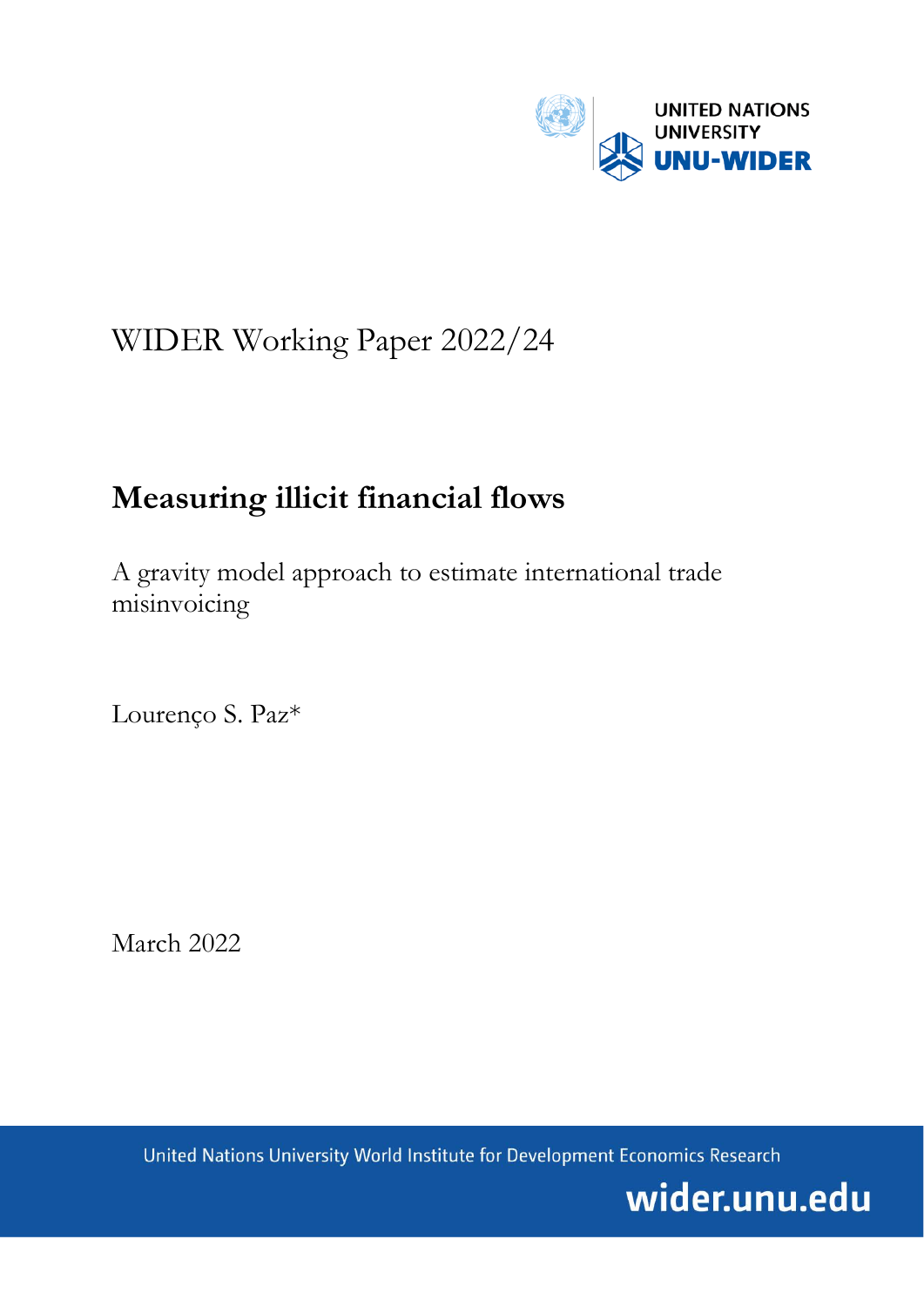UNITED NATIONS UNIVERSITY

UNU-WIDER

WIDER Working Paper 2022/24

# Measuring illicit financial flows

A gravity model approach to estimate international trade misinvoicing

Lourenço S. Paz*

March 2022

United Nations University World Institute for Development Economics Research

wider.unu.edu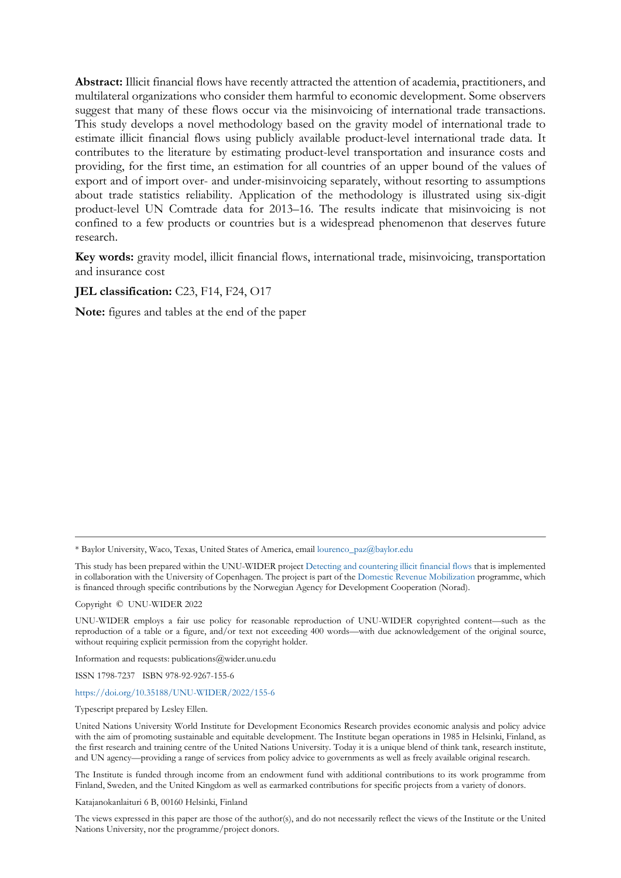**Abstract:** Illicit financial flows have recently attracted the attention of academia, practitioners, and multilateral organizations who consider them harmful to economic development. Some observers suggest that many of these flows occur via the misinvoicing of international trade transactions. This study develops a novel methodology based on the gravity model of international trade to estimate illicit financial flows using publicly available product-level international trade data. It contributes to the literature by estimating product-level transportation and insurance costs and providing, for the first time, an estimation for all countries of an upper bound of the values of export and of import over- and under-misinvoicing separately, without resorting to assumptions about trade statistics reliability. Application of the methodology is illustrated using six-digit product-level UN Comtrade data for 2013–16. The results indicate that misinvoicing is not confined to a few products or countries but is a widespread phenomenon that deserves future research.

**Key words:** gravity model, illicit financial flows, international trade, misinvoicing, transportation and insurance cost

**JEL classification:** C23, F14, F24, O17

**Note:** figures and tables at the end of the paper

---

\* Baylor University, Waco, Texas, United States of America, email lourenco_paz@baylor.edu

This study has been prepared within the UNU-WIDER project Detecting and countering illicit financial flows that is implemented in collaboration with the University of Copenhagen. The project is part of the Domestic Revenue Mobilization programme, which is financed through specific contributions by the Norwegian Agency for Development Cooperation (Norad).

Copyright © UNU-WIDER 2022

UNU-WIDER employs a fair use policy for reasonable reproduction of UNU-WIDER copyrighted content—such as the reproduction of a table or a figure, and/or text not exceeding 400 words—with due acknowledgement of the original source, without requiring explicit permission from the copyright holder.

Information and requests: publications@wider.unu.edu

ISSN 1798-7237 ISBN 978-92-9267-155-6

https://doi.org/10.35188/UNU-WIDER/2022/155-6

Typescript prepared by Lesley Ellen.

United Nations University World Institute for Development Economics Research provides economic analysis and policy advice with the aim of promoting sustainable and equitable development. The Institute began operations in 1985 in Helsinki, Finland, as the first research and training centre of the United Nations University. Today it is a unique blend of think tank, research institute, and UN agency—providing a range of services from policy advice to governments as well as freely available original research.

The Institute is funded through income from an endowment fund with additional contributions to its work programme from Finland, Sweden, and the United Kingdom as well as earmarked contributions for specific projects from a variety of donors.

Katajanokanlaituri 6 B, 00160 Helsinki, Finland

The views expressed in this paper are those of the author(s), and do not necessarily reflect the views of the Institute or the United Nations University, nor the programme/project donors.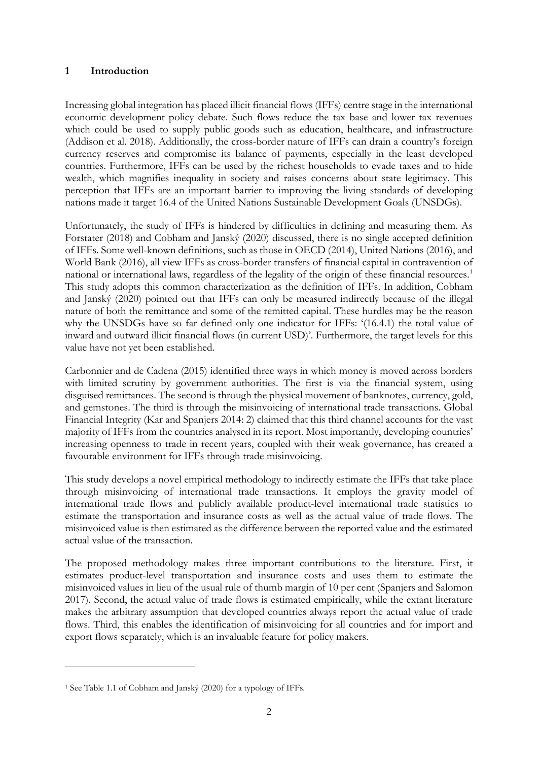## 1 Introduction

Increasing global integration has placed illicit financial flows (IFFs) centre stage in the international economic development policy debate. Such flows reduce the tax base and lower tax revenues which could be used to supply public goods such as education, healthcare, and infrastructure (Addison et al. 2018). Additionally, the cross-border nature of IFFs can drain a country's foreign currency reserves and compromise its balance of payments, especially in the least developed countries. Furthermore, IFFs can be used by the richest households to evade taxes and to hide wealth, which magnifies inequality in society and raises concerns about state legitimacy. This perception that IFFs are an important barrier to improving the living standards of developing nations made it target 16.4 of the United Nations Sustainable Development Goals (UNSDGs).

Unfortunately, the study of IFFs is hindered by difficulties in defining and measuring them. As Forstater (2018) and Cobham and Janský (2020) discussed, there is no single accepted definition of IFFs. Some well-known definitions, such as those in OECD (2014), United Nations (2016), and World Bank (2016), all view IFFs as cross-border transfers of financial capital in contravention of national or international laws, regardless of the legality of the origin of these financial resources.[1] This study adopts this common characterization as the definition of IFFs. In addition, Cobham and Janský (2020) pointed out that IFFs can only be measured indirectly because of the illegal nature of both the remittance and some of the remitted capital. These hurdles may be the reason why the UNSDGs have so far defined only one indicator for IFFs: '(16.4.1) the total value of inward and outward illicit financial flows (in current USD)'. Furthermore, the target levels for this value have not yet been established.

Carbonnier and de Cadena (2015) identified three ways in which money is moved across borders with limited scrutiny by government authorities. The first is via the financial system, using disguised remittances. The second is through the physical movement of banknotes, currency, gold, and gemstones. The third is through the misinvoicing of international trade transactions. Global Financial Integrity (Kar and Spanjers 2014: 2) claimed that this third channel accounts for the vast majority of IFFs from the countries analysed in its report. Most importantly, developing countries' increasing openness to trade in recent years, coupled with their weak governance, has created a favourable environment for IFFs through trade misinvoicing.

This study develops a novel empirical methodology to indirectly estimate the IFFs that take place through misinvoicing of international trade transactions. It employs the gravity model of international trade flows and publicly available product-level international trade statistics to estimate the transportation and insurance costs as well as the actual value of trade flows. The misinvoiced value is then estimated as the difference between the reported value and the estimated actual value of the transaction.

The proposed methodology makes three important contributions to the literature. First, it estimates product-level transportation and insurance costs and uses them to estimate the misinvoiced values in lieu of the usual rule of thumb margin of 10 per cent (Spanjers and Salomon 2017). Second, the actual value of trade flows is estimated empirically, while the extant literature makes the arbitrary assumption that developed countries always report the actual value of trade flows. Third, this enables the identification of misinvoicing for all countries and for import and export flows separately, which is an invaluable feature for policy makers.

[1] See Table 1.1 of Cobham and Janský (2020) for a typology of IFFs.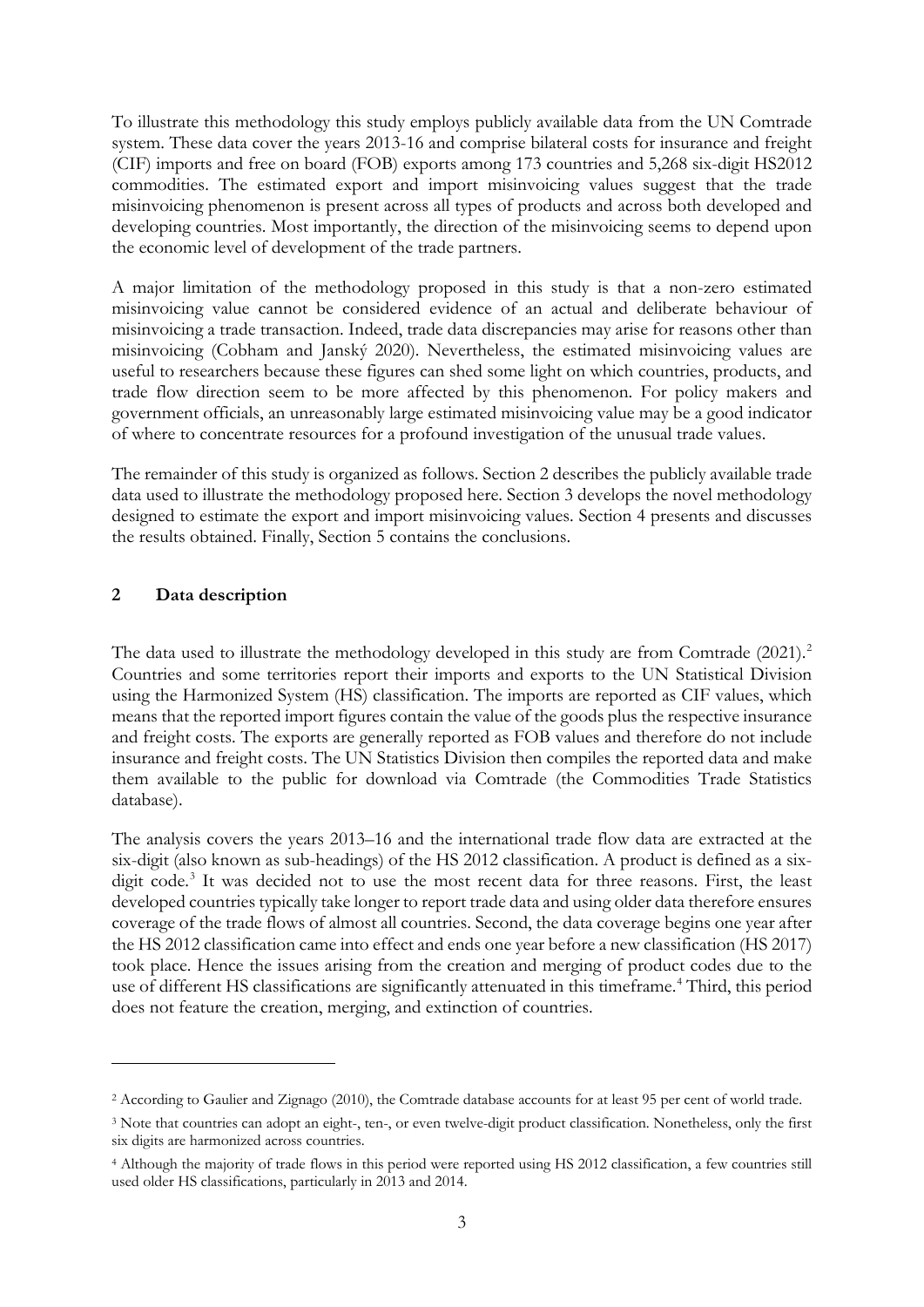To illustrate this methodology this study employs publicly available data from the UN Comtrade system. These data cover the years 2013-16 and comprise bilateral costs for insurance and freight (CIF) imports and free on board (FOB) exports among 173 countries and 5,268 six-digit HS2012 commodities. The estimated export and import misinvoicing values suggest that the trade misinvoicing phenomenon is present across all types of products and across both developed and developing countries. Most importantly, the direction of the misinvoicing seems to depend upon the economic level of development of the trade partners.

A major limitation of the methodology proposed in this study is that a non-zero estimated misinvoicing value cannot be considered evidence of an actual and deliberate behaviour of misinvoicing a trade transaction. Indeed, trade data discrepancies may arise for reasons other than misinvoicing (Cobham and Janský 2020). Nevertheless, the estimated misinvoicing values are useful to researchers because these figures can shed some light on which countries, products, and trade flow direction seem to be more affected by this phenomenon. For policy makers and government officials, an unreasonably large estimated misinvoicing value may be a good indicator of where to concentrate resources for a profound investigation of the unusual trade values.

The remainder of this study is organized as follows. Section 2 describes the publicly available trade data used to illustrate the methodology proposed here. Section 3 develops the novel methodology designed to estimate the export and import misinvoicing values. Section 4 presents and discusses the results obtained. Finally, Section 5 contains the conclusions.

## 2 Data description

The data used to illustrate the methodology developed in this study are from Comtrade (2021).[2] Countries and some territories report their imports and exports to the UN Statistical Division using the Harmonized System (HS) classification. The imports are reported as CIF values, which means that the reported import figures contain the value of the goods plus the respective insurance and freight costs. The exports are generally reported as FOB values and therefore do not include insurance and freight costs. The UN Statistics Division then compiles the reported data and make them available to the public for download via Comtrade (the Commodities Trade Statistics database).

The analysis covers the years 2013–16 and the international trade flow data are extracted at the six-digit (also known as sub-headings) of the HS 2012 classification. A product is defined as a six-digit code.[3] It was decided not to use the most recent data for three reasons. First, the least developed countries typically take longer to report trade data and using older data therefore ensures coverage of the trade flows of almost all countries. Second, the data coverage begins one year after the HS 2012 classification came into effect and ends one year before a new classification (HS 2017) took place. Hence the issues arising from the creation and merging of product codes due to the use of different HS classifications are significantly attenuated in this timeframe.[4] Third, this period does not feature the creation, merging, and extinction of countries.

---

[2] According to Gaulier and Zignago (2010), the Comtrade database accounts for at least 95 per cent of world trade.

[3] Note that countries can adopt an eight-, ten-, or even twelve-digit product classification. Nonetheless, only the first six digits are harmonized across countries.

[4] Although the majority of trade flows in this period were reported using HS 2012 classification, a few countries still used older HS classifications, particularly in 2013 and 2014.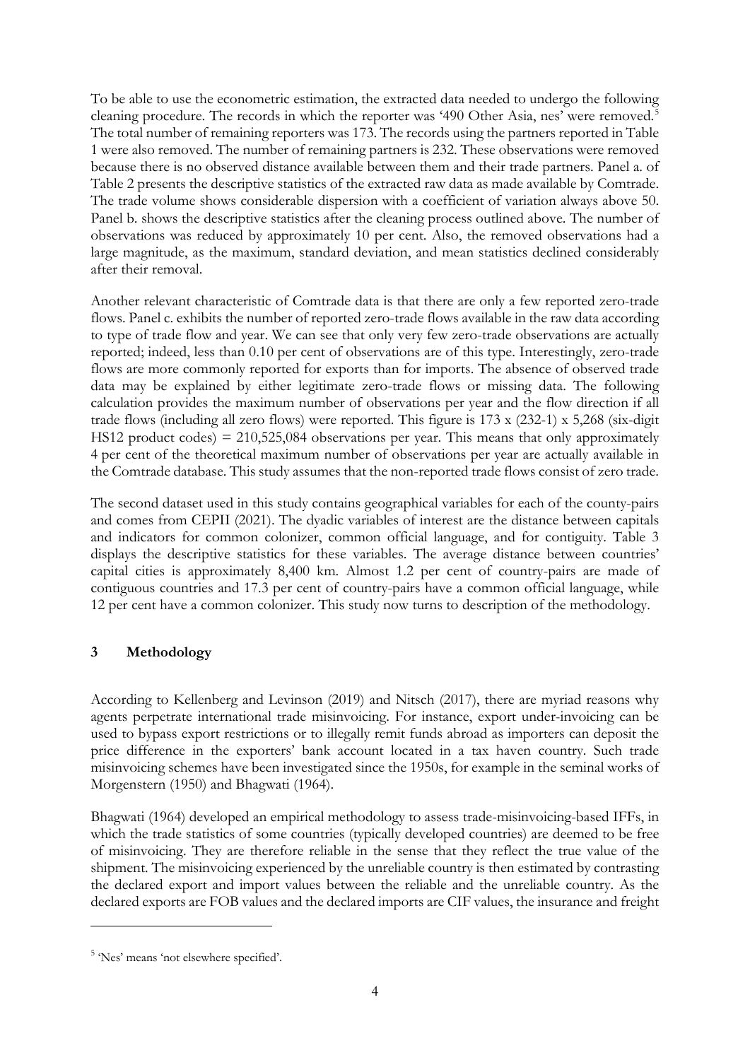To be able to use the econometric estimation, the extracted data needed to undergo the following cleaning procedure. The records in which the reporter was '490 Other Asia, nes' were removed.[5] The total number of remaining reporters was 173. The records using the partners reported in Table 1 were also removed. The number of remaining partners is 232. These observations were removed because there is no observed distance available between them and their trade partners. Panel a. of Table 2 presents the descriptive statistics of the extracted raw data as made available by Comtrade. The trade volume shows considerable dispersion with a coefficient of variation always above 50. Panel b. shows the descriptive statistics after the cleaning process outlined above. The number of observations was reduced by approximately 10 per cent. Also, the removed observations had a large magnitude, as the maximum, standard deviation, and mean statistics declined considerably after their removal.

Another relevant characteristic of Comtrade data is that there are only a few reported zero-trade flows. Panel c. exhibits the number of reported zero-trade flows available in the raw data according to type of trade flow and year. We can see that only very few zero-trade observations are actually reported; indeed, less than 0.10 per cent of observations are of this type. Interestingly, zero-trade flows are more commonly reported for exports than for imports. The absence of observed trade data may be explained by either legitimate zero-trade flows or missing data. The following calculation provides the maximum number of observations per year and the flow direction if all trade flows (including all zero flows) were reported. This figure is 173 x (232-1) x 5,268 (six-digit HS12 product codes) = 210,525,084 observations per year. This means that only approximately 4 per cent of the theoretical maximum number of observations per year are actually available in the Comtrade database. This study assumes that the non-reported trade flows consist of zero trade.

The second dataset used in this study contains geographical variables for each of the county-pairs and comes from CEPII (2021). The dyadic variables of interest are the distance between capitals and indicators for common colonizer, common official language, and for contiguity. Table 3 displays the descriptive statistics for these variables. The average distance between countries' capital cities is approximately 8,400 km. Almost 1.2 per cent of country-pairs are made of contiguous countries and 17.3 per cent of country-pairs have a common official language, while 12 per cent have a common colonizer. This study now turns to description of the methodology.

## 3 Methodology

According to Kellenberg and Levinson (2019) and Nitsch (2017), there are myriad reasons why agents perpetrate international trade misinvoicing. For instance, export under-invoicing can be used to bypass export restrictions or to illegally remit funds abroad as importers can deposit the price difference in the exporters' bank account located in a tax haven country. Such trade misinvoicing schemes have been investigated since the 1950s, for example in the seminal works of Morgenstern (1950) and Bhagwati (1964).

Bhagwati (1964) developed an empirical methodology to assess trade-misinvoicing-based IFFs, in which the trade statistics of some countries (typically developed countries) are deemed to be free of misinvoicing. They are therefore reliable in the sense that they reflect the true value of the shipment. The misinvoicing experienced by the unreliable country is then estimated by contrasting the declared export and import values between the reliable and the unreliable country. As the declared exports are FOB values and the declared imports are CIF values, the insurance and freight

[5] 'Nes' means 'not elsewhere specified'.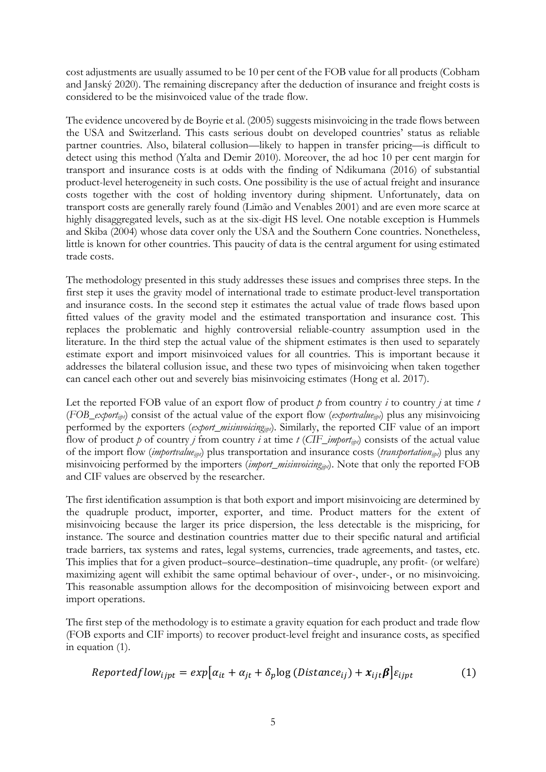cost adjustments are usually assumed to be 10 per cent of the FOB value for all products (Cobham and Janský 2020). The remaining discrepancy after the deduction of insurance and freight costs is considered to be the misinvoiced value of the trade flow.

The evidence uncovered by de Boyrie et al. (2005) suggests misinvoicing in the trade flows between the USA and Switzerland. This casts serious doubt on developed countries' status as reliable partner countries. Also, bilateral collusion—likely to happen in transfer pricing—is difficult to detect using this method (Yalta and Demir 2010). Moreover, the ad hoc 10 per cent margin for transport and insurance costs is at odds with the finding of Ndikumana (2016) of substantial product-level heterogeneity in such costs. One possibility is the use of actual freight and insurance costs together with the cost of holding inventory during shipment. Unfortunately, data on transport costs are generally rarely found (Limão and Venables 2001) and are even more scarce at highly disaggregated levels, such as at the six-digit HS level. One notable exception is Hummels and Skiba (2004) whose data cover only the USA and the Southern Cone countries. Nonetheless, little is known for other countries. This paucity of data is the central argument for using estimated trade costs.

The methodology presented in this study addresses these issues and comprises three steps. In the first step it uses the gravity model of international trade to estimate product-level transportation and insurance costs. In the second step it estimates the actual value of trade flows based upon fitted values of the gravity model and the estimated transportation and insurance cost. This replaces the problematic and highly controversial reliable-country assumption used in the literature. In the third step the actual value of the shipment estimates is then used to separately estimate export and import misinvoiced values for all countries. This is important because it addresses the bilateral collusion issue, and these two types of misinvoicing when taken together can cancel each other out and severely bias misinvoicing estimates (Hong et al. 2017).

Let the reported FOB value of an export flow of product *p* from country *i* to country *j* at time *t* ($FOB\_export_{ijpt}$) consist of the actual value of the export flow ($exportvalue_{ijpt}$) plus any misinvoicing performed by the exporters ($export\_misinvoicing_{ijpt}$). Similarly, the reported CIF value of an import flow of product *p* of country *j* from country *i* at time *t* ($CIF\_import_{ijpt}$) consists of the actual value of the import flow ($importvalue_{ijpt}$) plus transportation and insurance costs ($transportation_{ijpt}$) plus any misinvoicing performed by the importers ($import\_misinvoicing_{ijpt}$). Note that only the reported FOB and CIF values are observed by the researcher.

The first identification assumption is that both export and import misinvoicing are determined by the quadruple product, importer, exporter, and time. Product matters for the extent of misinvoicing because the larger its price dispersion, the less detectable is the mispricing, for instance. The source and destination countries matter due to their specific natural and artificial trade barriers, tax systems and rates, legal systems, currencies, trade agreements, and tastes, etc. This implies that for a given product–source–destination–time quadruple, any profit- (or welfare) maximizing agent will exhibit the same optimal behaviour of over-, under-, or no misinvoicing. This reasonable assumption allows for the decomposition of misinvoicing between export and import operations.

The first step of the methodology is to estimate a gravity equation for each product and trade flow (FOB exports and CIF imports) to recover product-level freight and insurance costs, as specified in equation (1).

$$Reportedflow_{ijpt} = exp\left[\alpha_{it} + \alpha_{jt} + \delta_p \log\left(Distance_{ij}\right) + \boldsymbol{x}_{ijt}\boldsymbol{\beta}\right]\varepsilon_{ijpt} \qquad (1)$$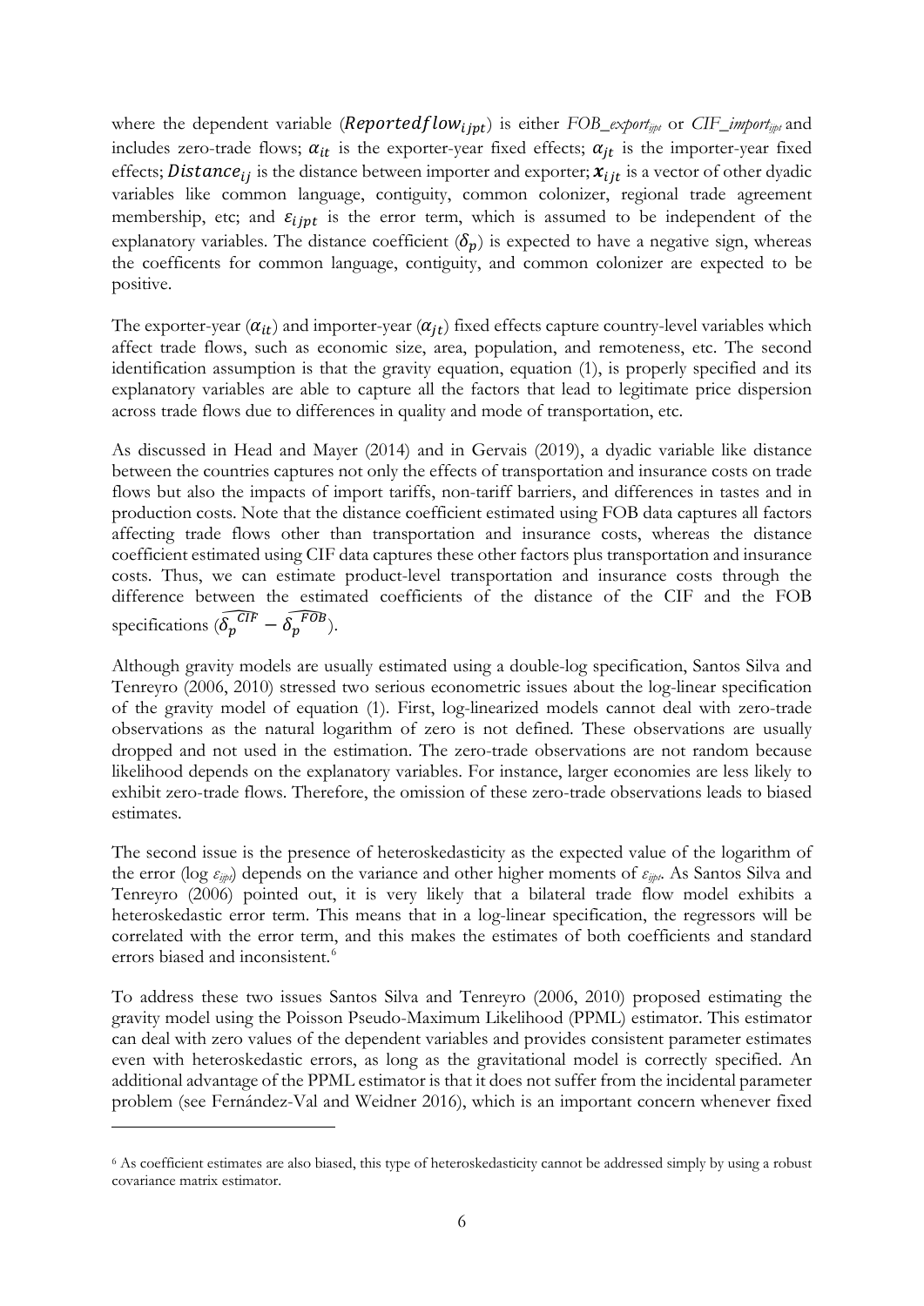where the dependent variable ($Reportedflow_{ijpt}$) is either $FOB\_export_{ijpt}$ or $CIF\_import_{ijpt}$ and includes zero-trade flows; $\alpha_{it}$ is the exporter-year fixed effects; $\alpha_{jt}$ is the importer-year fixed effects; $Distance_{ij}$ is the distance between importer and exporter; $\boldsymbol{x}_{ijt}$ is a vector of other dyadic variables like common language, contiguity, common colonizer, regional trade agreement membership, etc; and $\varepsilon_{ijpt}$ is the error term, which is assumed to be independent of the explanatory variables. The distance coefficient ($\delta_p$) is expected to have a negative sign, whereas the coefficents for common language, contiguity, and common colonizer are expected to be positive.

The exporter-year ($\alpha_{it}$) and importer-year ($\alpha_{jt}$) fixed effects capture country-level variables which affect trade flows, such as economic size, area, population, and remoteness, etc. The second identification assumption is that the gravity equation, equation (1), is properly specified and its explanatory variables are able to capture all the factors that lead to legitimate price dispersion across trade flows due to differences in quality and mode of transportation, etc.

As discussed in Head and Mayer (2014) and in Gervais (2019), a dyadic variable like distance between the countries captures not only the effects of transportation and insurance costs on trade flows but also the impacts of import tariffs, non-tariff barriers, and differences in tastes and in production costs. Note that the distance coefficient estimated using FOB data captures all factors affecting trade flows other than transportation and insurance costs, whereas the distance coefficient estimated using CIF data captures these other factors plus transportation and insurance costs. Thus, we can estimate product-level transportation and insurance costs through the difference between the estimated coefficients of the distance of the CIF and the FOB specifications ($\widehat{\delta_p^{CIF}} - \widehat{\delta_p^{FOB}}$).

Although gravity models are usually estimated using a double-log specification, Santos Silva and Tenreyro (2006, 2010) stressed two serious econometric issues about the log-linear specification of the gravity model of equation (1). First, log-linearized models cannot deal with zero-trade observations as the natural logarithm of zero is not defined. These observations are usually dropped and not used in the estimation. The zero-trade observations are not random because likelihood depends on the explanatory variables. For instance, larger economies are less likely to exhibit zero-trade flows. Therefore, the omission of these zero-trade observations leads to biased estimates.

The second issue is the presence of heteroskedasticity as the expected value of the logarithm of the error (log $\varepsilon_{ijpt}$) depends on the variance and other higher moments of $\varepsilon_{ijpt}$. As Santos Silva and Tenreyro (2006) pointed out, it is very likely that a bilateral trade flow model exhibits a heteroskedastic error term. This means that in a log-linear specification, the regressors will be correlated with the error term, and this makes the estimates of both coefficients and standard errors biased and inconsistent.[6]

To address these two issues Santos Silva and Tenreyro (2006, 2010) proposed estimating the gravity model using the Poisson Pseudo-Maximum Likelihood (PPML) estimator. This estimator can deal with zero values of the dependent variables and provides consistent parameter estimates even with heteroskedastic errors, as long as the gravitational model is correctly specified. An additional advantage of the PPML estimator is that it does not suffer from the incidental parameter problem (see Fernández-Val and Weidner 2016), which is an important concern whenever fixed

[6] As coefficient estimates are also biased, this type of heteroskedasticity cannot be addressed simply by using a robust covariance matrix estimator.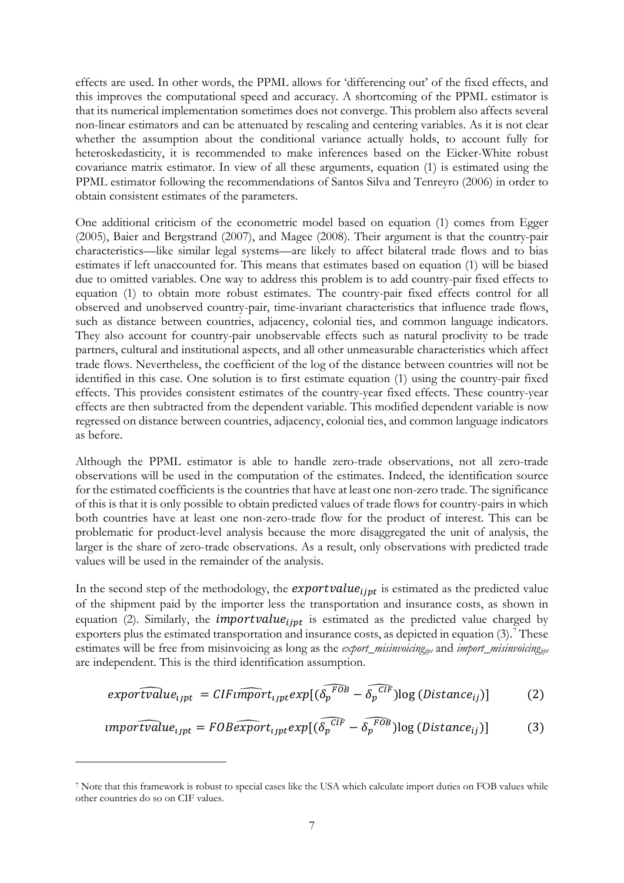effects are used. In other words, the PPML allows for 'differencing out' of the fixed effects, and this improves the computational speed and accuracy. A shortcoming of the PPML estimator is that its numerical implementation sometimes does not converge. This problem also affects several non-linear estimators and can be attenuated by rescaling and centering variables. As it is not clear whether the assumption about the conditional variance actually holds, to account fully for heteroskedasticity, it is recommended to make inferences based on the Eicker-White robust covariance matrix estimator. In view of all these arguments, equation (1) is estimated using the PPML estimator following the recommendations of Santos Silva and Tenreyro (2006) in order to obtain consistent estimates of the parameters.

One additional criticism of the econometric model based on equation (1) comes from Egger (2005), Baier and Bergstrand (2007), and Magee (2008). Their argument is that the country-pair characteristics—like similar legal systems—are likely to affect bilateral trade flows and to bias estimates if left unaccounted for. This means that estimates based on equation (1) will be biased due to omitted variables. One way to address this problem is to add country-pair fixed effects to equation (1) to obtain more robust estimates. The country-pair fixed effects control for all observed and unobserved country-pair, time-invariant characteristics that influence trade flows, such as distance between countries, adjacency, colonial ties, and common language indicators. They also account for country-pair unobservable effects such as natural proclivity to be trade partners, cultural and institutional aspects, and all other unmeasurable characteristics which affect trade flows. Nevertheless, the coefficient of the log of the distance between countries will not be identified in this case. One solution is to first estimate equation (1) using the country-pair fixed effects. This provides consistent estimates of the country-year fixed effects. These country-year effects are then subtracted from the dependent variable. This modified dependent variable is now regressed on distance between countries, adjacency, colonial ties, and common language indicators as before.

Although the PPML estimator is able to handle zero-trade observations, not all zero-trade observations will be used in the computation of the estimates. Indeed, the identification source for the estimated coefficients is the countries that have at least one non-zero trade. The significance of this is that it is only possible to obtain predicted values of trade flows for country-pairs in which both countries have at least one non-zero-trade flow for the product of interest. This can be problematic for product-level analysis because the more disaggregated the unit of analysis, the larger is the share of zero-trade observations. As a result, only observations with predicted trade values will be used in the remainder of the analysis.

In the second step of the methodology, the $exportvalue_{ijpt}$ is estimated as the predicted value of the shipment paid by the importer less the transportation and insurance costs, as shown in equation (2). Similarly, the $importvalue_{ijpt}$ is estimated as the predicted value charged by exporters plus the estimated transportation and insurance costs, as depicted in equation (3).[7] These estimates will be free from misinvoicing as long as the $export\_misinvoicing_{ijpt}$ and $import\_misinvoicing_{ijpt}$ are independent. This is the third identification assumption.

$$\widehat{exportvalue}_{ijpt} = \widehat{CIFimport}_{ijpt} exp[(\widehat{\delta_p^{FOB}} - \widehat{\delta_p^{CIF}}) \log(Distance_{ij})] \qquad (2)$$

$$\widehat{importvalue}_{ijpt} = \widehat{FOBexport}_{ijpt} exp[(\widehat{\delta_p^{CIF}} - \widehat{\delta_p^{FOB}}) \log(Distance_{ij})] \qquad (3)$$

[7] Note that this framework is robust to special cases like the USA which calculate import duties on FOB values while other countries do so on CIF values.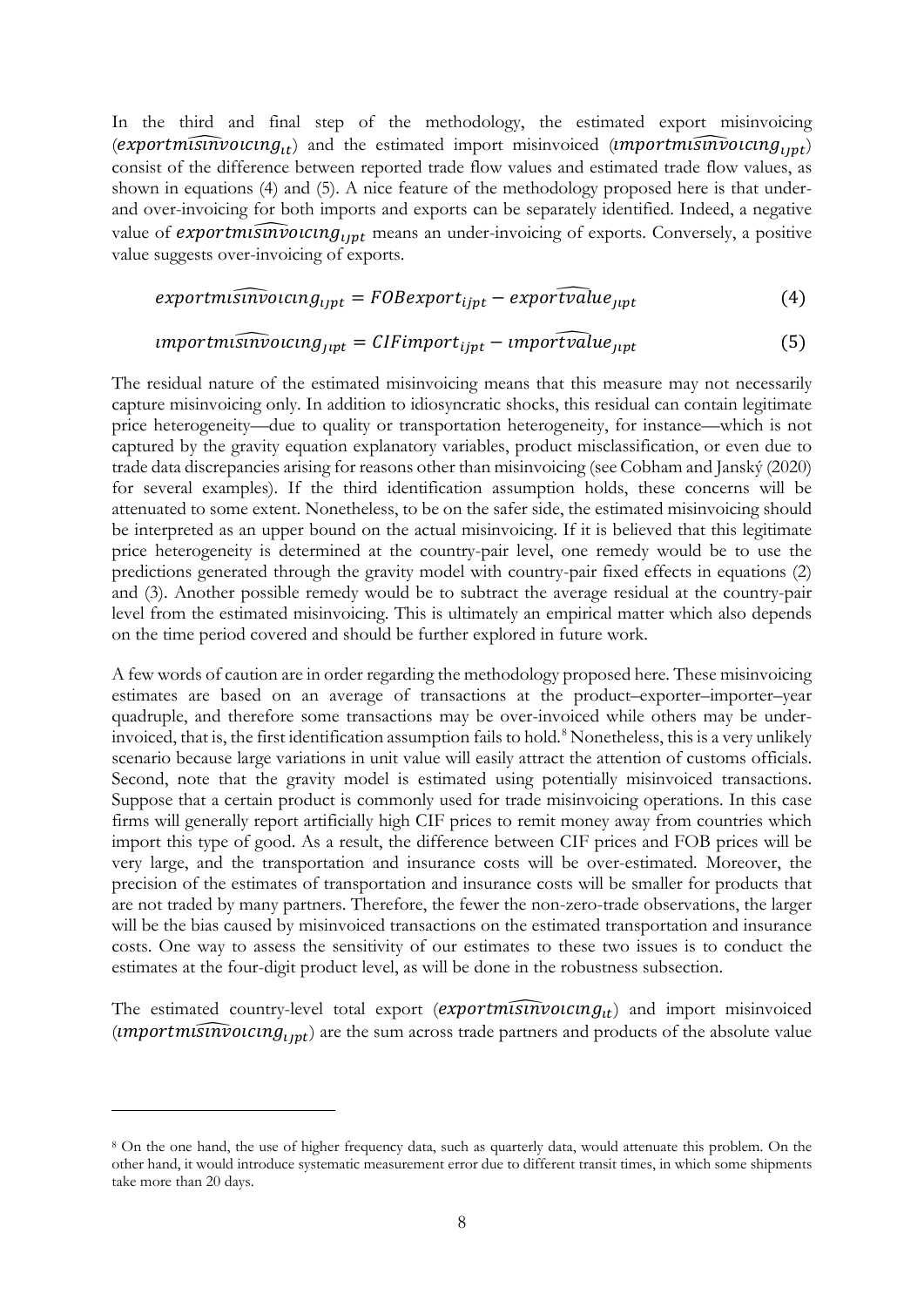In the third and final step of the methodology, the estimated export misinvoicing ($\widehat{exportmisinvoicing}_{it}$) and the estimated import misinvoiced ($\widehat{importmisinvoicing}_{ijpt}$) consist of the difference between reported trade flow values and estimated trade flow values, as shown in equations (4) and (5). A nice feature of the methodology proposed here is that under- and over-invoicing for both imports and exports can be separately identified. Indeed, a negative value of $\widehat{exportmisinvoicing}_{ijpt}$ means an under-invoicing of exports. Conversely, a positive value suggests over-invoicing of exports.

$$\widehat{exportmisinvoicing}_{ijpt} = FOBexport_{ijpt} - \widehat{exportvalue}_{jipt} \tag{4}$$

$$\widehat{importmisinvoicing}_{jipt} = CIFimport_{ijpt} - \widehat{importvalue}_{jipt} \tag{5}$$

The residual nature of the estimated misinvoicing means that this measure may not necessarily capture misinvoicing only. In addition to idiosyncratic shocks, this residual can contain legitimate price heterogeneity—due to quality or transportation heterogeneity, for instance—which is not captured by the gravity equation explanatory variables, product misclassification, or even due to trade data discrepancies arising for reasons other than misinvoicing (see Cobham and Janský (2020) for several examples). If the third identification assumption holds, these concerns will be attenuated to some extent. Nonetheless, to be on the safer side, the estimated misinvoicing should be interpreted as an upper bound on the actual misinvoicing. If it is believed that this legitimate price heterogeneity is determined at the country-pair level, one remedy would be to use the predictions generated through the gravity model with country-pair fixed effects in equations (2) and (3). Another possible remedy would be to subtract the average residual at the country-pair level from the estimated misinvoicing. This is ultimately an empirical matter which also depends on the time period covered and should be further explored in future work.

A few words of caution are in order regarding the methodology proposed here. These misinvoicing estimates are based on an average of transactions at the product–exporter–importer–year quadruple, and therefore some transactions may be over-invoiced while others may be under-invoiced, that is, the first identification assumption fails to hold.[8] Nonetheless, this is a very unlikely scenario because large variations in unit value will easily attract the attention of customs officials. Second, note that the gravity model is estimated using potentially misinvoiced transactions. Suppose that a certain product is commonly used for trade misinvoicing operations. In this case firms will generally report artificially high CIF prices to remit money away from countries which import this type of good. As a result, the difference between CIF prices and FOB prices will be very large, and the transportation and insurance costs will be over-estimated. Moreover, the precision of the estimates of transportation and insurance costs will be smaller for products that are not traded by many partners. Therefore, the fewer the non-zero-trade observations, the larger will be the bias caused by misinvoiced transactions on the estimated transportation and insurance costs. One way to assess the sensitivity of our estimates to these two issues is to conduct the estimates at the four-digit product level, as will be done in the robustness subsection.

The estimated country-level total export ($\widehat{exportmisinvoicing}_{it}$) and import misinvoiced ($\widehat{importmisinvoicing}_{ijpt}$) are the sum across trade partners and products of the absolute value

[8] On the one hand, the use of higher frequency data, such as quarterly data, would attenuate this problem. On the other hand, it would introduce systematic measurement error due to different transit times, in which some shipments take more than 20 days.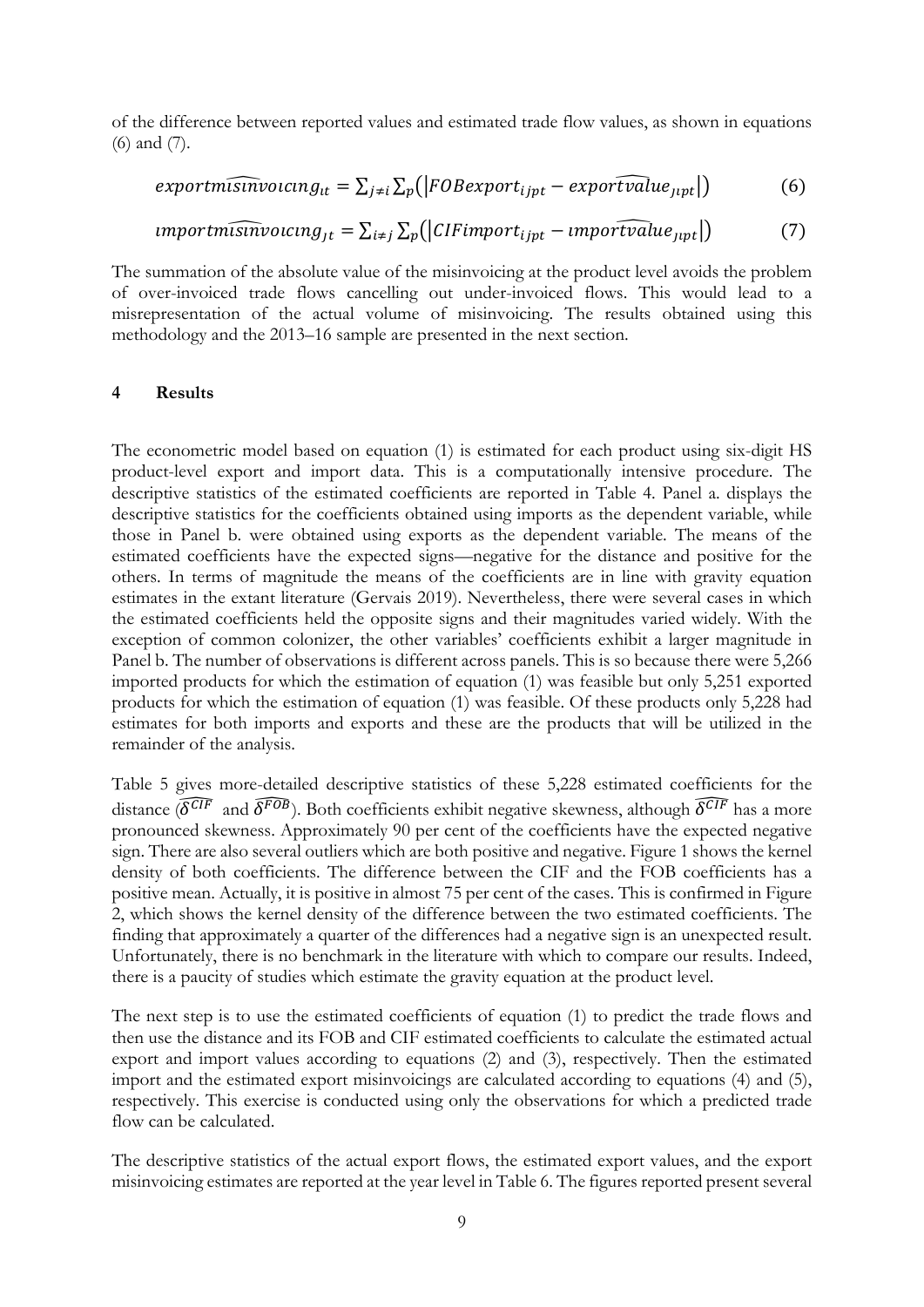of the difference between reported values and estimated trade flow values, as shown in equations (6) and (7).

$$\widehat{exportmisinvoicing}_{it} = \sum_{j \neq i} \sum_{p} \left( \left| FOBexport_{ijpt} - \widehat{exportvalue}_{ijpt} \right| \right) \tag{6}$$

$$\widehat{importmisinvoicing}_{jt} = \sum_{i \neq j} \sum_{p} \left( \left| CIFimport_{ijpt} - \widehat{importvalue}_{ijpt} \right| \right) \tag{7}$$

The summation of the absolute value of the misinvoicing at the product level avoids the problem of over-invoiced trade flows cancelling out under-invoiced flows. This would lead to a misrepresentation of the actual volume of misinvoicing. The results obtained using this methodology and the 2013–16 sample are presented in the next section.

## 4 Results

The econometric model based on equation (1) is estimated for each product using six-digit HS product-level export and import data. This is a computationally intensive procedure. The descriptive statistics of the estimated coefficients are reported in Table 4. Panel a. displays the descriptive statistics for the coefficients obtained using imports as the dependent variable, while those in Panel b. were obtained using exports as the dependent variable. The means of the estimated coefficients have the expected signs—negative for the distance and positive for the others. In terms of magnitude the means of the coefficients are in line with gravity equation estimates in the extant literature (Gervais 2019). Nevertheless, there were several cases in which the estimated coefficients held the opposite signs and their magnitudes varied widely. With the exception of common colonizer, the other variables' coefficients exhibit a larger magnitude in Panel b. The number of observations is different across panels. This is so because there were 5,266 imported products for which the estimation of equation (1) was feasible but only 5,251 exported products for which the estimation of equation (1) was feasible. Of these products only 5,228 had estimates for both imports and exports and these are the products that will be utilized in the remainder of the analysis.

Table 5 gives more-detailed descriptive statistics of these 5,228 estimated coefficients for the distance ($\widehat{\delta^{CIF}}$ and $\widehat{\delta^{FOB}}$). Both coefficients exhibit negative skewness, although $\widehat{\delta^{CIF}}$ has a more pronounced skewness. Approximately 90 per cent of the coefficients have the expected negative sign. There are also several outliers which are both positive and negative. Figure 1 shows the kernel density of both coefficients. The difference between the CIF and the FOB coefficients has a positive mean. Actually, it is positive in almost 75 per cent of the cases. This is confirmed in Figure 2, which shows the kernel density of the difference between the two estimated coefficients. The finding that approximately a quarter of the differences had a negative sign is an unexpected result. Unfortunately, there is no benchmark in the literature with which to compare our results. Indeed, there is a paucity of studies which estimate the gravity equation at the product level.

The next step is to use the estimated coefficients of equation (1) to predict the trade flows and then use the distance and its FOB and CIF estimated coefficients to calculate the estimated actual export and import values according to equations (2) and (3), respectively. Then the estimated import and the estimated export misinvoicings are calculated according to equations (4) and (5), respectively. This exercise is conducted using only the observations for which a predicted trade flow can be calculated.

The descriptive statistics of the actual export flows, the estimated export values, and the export misinvoicing estimates are reported at the year level in Table 6. The figures reported present several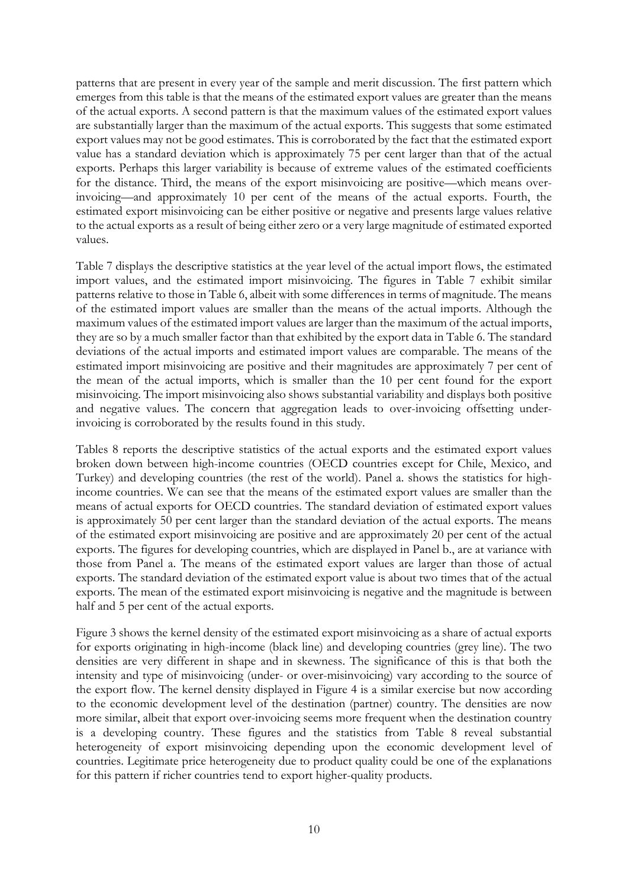patterns that are present in every year of the sample and merit discussion. The first pattern which emerges from this table is that the means of the estimated export values are greater than the means of the actual exports. A second pattern is that the maximum values of the estimated export values are substantially larger than the maximum of the actual exports. This suggests that some estimated export values may not be good estimates. This is corroborated by the fact that the estimated export value has a standard deviation which is approximately 75 per cent larger than that of the actual exports. Perhaps this larger variability is because of extreme values of the estimated coefficients for the distance. Third, the means of the export misinvoicing are positive—which means over-invoicing—and approximately 10 per cent of the means of the actual exports. Fourth, the estimated export misinvoicing can be either positive or negative and presents large values relative to the actual exports as a result of being either zero or a very large magnitude of estimated exported values.

Table 7 displays the descriptive statistics at the year level of the actual import flows, the estimated import values, and the estimated import misinvoicing. The figures in Table 7 exhibit similar patterns relative to those in Table 6, albeit with some differences in terms of magnitude. The means of the estimated import values are smaller than the means of the actual imports. Although the maximum values of the estimated import values are larger than the maximum of the actual imports, they are so by a much smaller factor than that exhibited by the export data in Table 6. The standard deviations of the actual imports and estimated import values are comparable. The means of the estimated import misinvoicing are positive and their magnitudes are approximately 7 per cent of the mean of the actual imports, which is smaller than the 10 per cent found for the export misinvoicing. The import misinvoicing also shows substantial variability and displays both positive and negative values. The concern that aggregation leads to over-invoicing offsetting under-invoicing is corroborated by the results found in this study.

Tables 8 reports the descriptive statistics of the actual exports and the estimated export values broken down between high-income countries (OECD countries except for Chile, Mexico, and Turkey) and developing countries (the rest of the world). Panel a. shows the statistics for high-income countries. We can see that the means of the estimated export values are smaller than the means of actual exports for OECD countries. The standard deviation of estimated export values is approximately 50 per cent larger than the standard deviation of the actual exports. The means of the estimated export misinvoicing are positive and are approximately 20 per cent of the actual exports. The figures for developing countries, which are displayed in Panel b., are at variance with those from Panel a. The means of the estimated export values are larger than those of actual exports. The standard deviation of the estimated export value is about two times that of the actual exports. The mean of the estimated export misinvoicing is negative and the magnitude is between half and 5 per cent of the actual exports.

Figure 3 shows the kernel density of the estimated export misinvoicing as a share of actual exports for exports originating in high-income (black line) and developing countries (grey line). The two densities are very different in shape and in skewness. The significance of this is that both the intensity and type of misinvoicing (under- or over-misinvoicing) vary according to the source of the export flow. The kernel density displayed in Figure 4 is a similar exercise but now according to the economic development level of the destination (partner) country. The densities are now more similar, albeit that export over-invoicing seems more frequent when the destination country is a developing country. These figures and the statistics from Table 8 reveal substantial heterogeneity of export misinvoicing depending upon the economic development level of countries. Legitimate price heterogeneity due to product quality could be one of the explanations for this pattern if richer countries tend to export higher-quality products.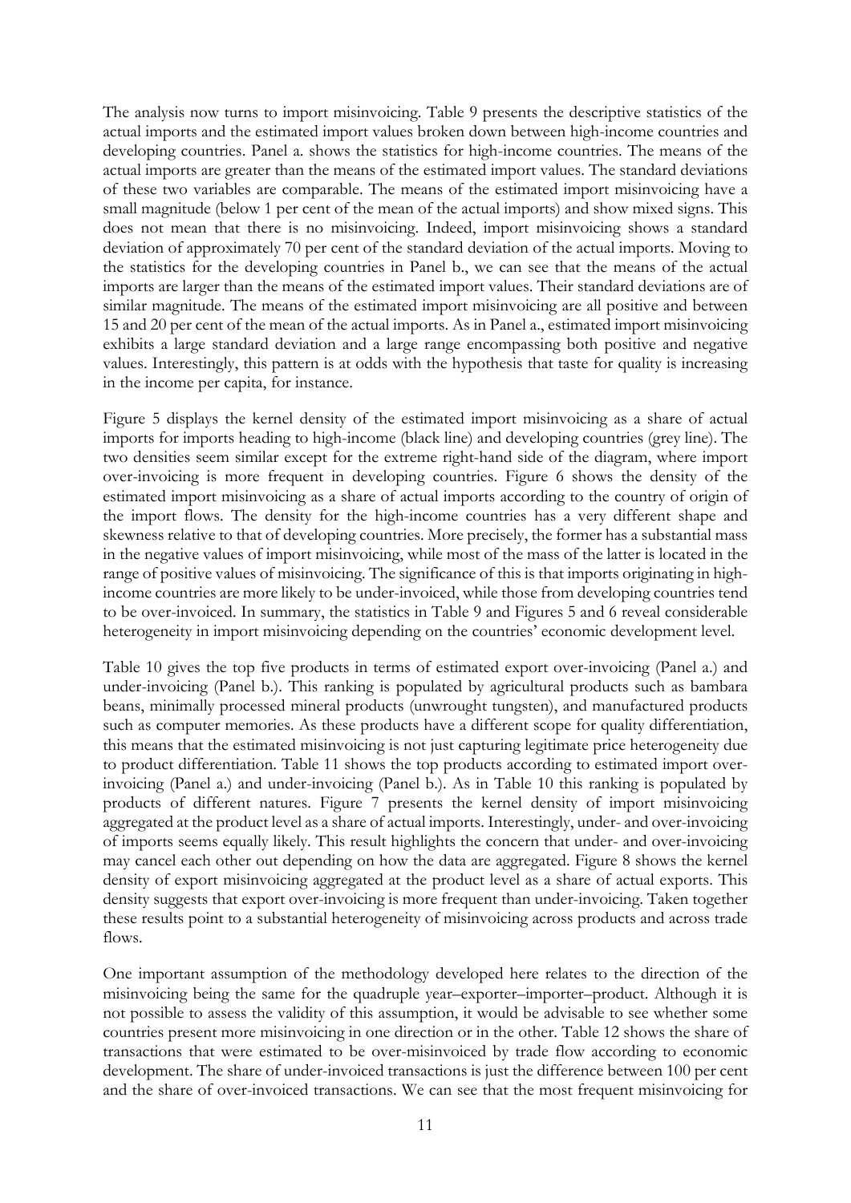The analysis now turns to import misinvoicing. Table 9 presents the descriptive statistics of the actual imports and the estimated import values broken down between high-income countries and developing countries. Panel a. shows the statistics for high-income countries. The means of the actual imports are greater than the means of the estimated import values. The standard deviations of these two variables are comparable. The means of the estimated import misinvoicing have a small magnitude (below 1 per cent of the mean of the actual imports) and show mixed signs. This does not mean that there is no misinvoicing. Indeed, import misinvoicing shows a standard deviation of approximately 70 per cent of the standard deviation of the actual imports. Moving to the statistics for the developing countries in Panel b., we can see that the means of the actual imports are larger than the means of the estimated import values. Their standard deviations are of similar magnitude. The means of the estimated import misinvoicing are all positive and between 15 and 20 per cent of the mean of the actual imports. As in Panel a., estimated import misinvoicing exhibits a large standard deviation and a large range encompassing both positive and negative values. Interestingly, this pattern is at odds with the hypothesis that taste for quality is increasing in the income per capita, for instance.

Figure 5 displays the kernel density of the estimated import misinvoicing as a share of actual imports for imports heading to high-income (black line) and developing countries (grey line). The two densities seem similar except for the extreme right-hand side of the diagram, where import over-invoicing is more frequent in developing countries. Figure 6 shows the density of the estimated import misinvoicing as a share of actual imports according to the country of origin of the import flows. The density for the high-income countries has a very different shape and skewness relative to that of developing countries. More precisely, the former has a substantial mass in the negative values of import misinvoicing, while most of the mass of the latter is located in the range of positive values of misinvoicing. The significance of this is that imports originating in high-income countries are more likely to be under-invoiced, while those from developing countries tend to be over-invoiced. In summary, the statistics in Table 9 and Figures 5 and 6 reveal considerable heterogeneity in import misinvoicing depending on the countries' economic development level.

Table 10 gives the top five products in terms of estimated export over-invoicing (Panel a.) and under-invoicing (Panel b.). This ranking is populated by agricultural products such as bambara beans, minimally processed mineral products (unwrought tungsten), and manufactured products such as computer memories. As these products have a different scope for quality differentiation, this means that the estimated misinvoicing is not just capturing legitimate price heterogeneity due to product differentiation. Table 11 shows the top products according to estimated import over-invoicing (Panel a.) and under-invoicing (Panel b.). As in Table 10 this ranking is populated by products of different natures. Figure 7 presents the kernel density of import misinvoicing aggregated at the product level as a share of actual imports. Interestingly, under- and over-invoicing of imports seems equally likely. This result highlights the concern that under- and over-invoicing may cancel each other out depending on how the data are aggregated. Figure 8 shows the kernel density of export misinvoicing aggregated at the product level as a share of actual exports. This density suggests that export over-invoicing is more frequent than under-invoicing. Taken together these results point to a substantial heterogeneity of misinvoicing across products and across trade flows.

One important assumption of the methodology developed here relates to the direction of the misinvoicing being the same for the quadruple year–exporter–importer–product. Although it is not possible to assess the validity of this assumption, it would be advisable to see whether some countries present more misinvoicing in one direction or in the other. Table 12 shows the share of transactions that were estimated to be over-misinvoiced by trade flow according to economic development. The share of under-invoiced transactions is just the difference between 100 per cent and the share of over-invoiced transactions. We can see that the most frequent misinvoicing for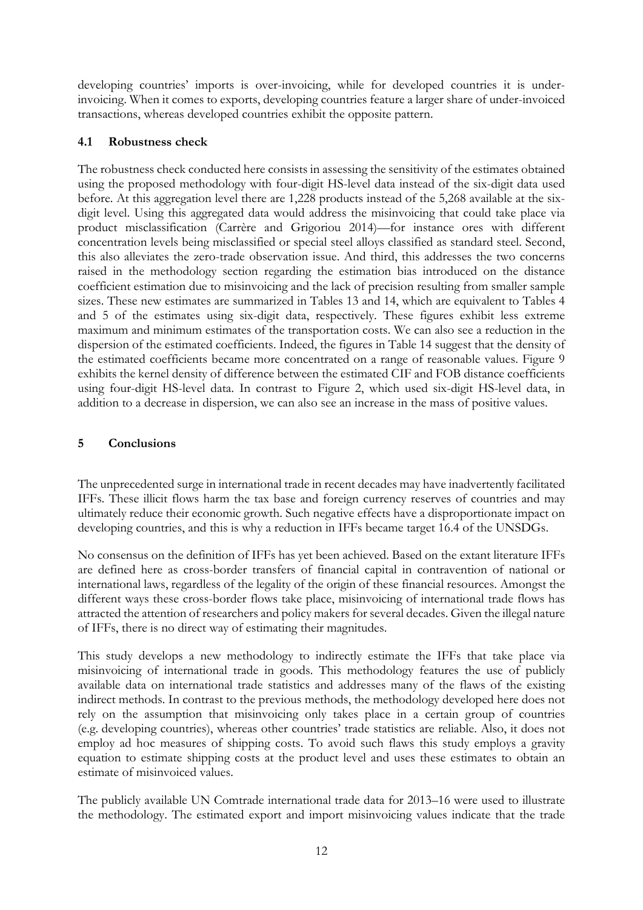developing countries' imports is over-invoicing, while for developed countries it is under-invoicing. When it comes to exports, developing countries feature a larger share of under-invoiced transactions, whereas developed countries exhibit the opposite pattern.

### 4.1 Robustness check

The robustness check conducted here consists in assessing the sensitivity of the estimates obtained using the proposed methodology with four-digit HS-level data instead of the six-digit data used before. At this aggregation level there are 1,228 products instead of the 5,268 available at the six-digit level. Using this aggregated data would address the misinvoicing that could take place via product misclassification (Carrère and Grigoriou 2014)—for instance ores with different concentration levels being misclassified or special steel alloys classified as standard steel. Second, this also alleviates the zero-trade observation issue. And third, this addresses the two concerns raised in the methodology section regarding the estimation bias introduced on the distance coefficient estimation due to misinvoicing and the lack of precision resulting from smaller sample sizes. These new estimates are summarized in Tables 13 and 14, which are equivalent to Tables 4 and 5 of the estimates using six-digit data, respectively. These figures exhibit less extreme maximum and minimum estimates of the transportation costs. We can also see a reduction in the dispersion of the estimated coefficients. Indeed, the figures in Table 14 suggest that the density of the estimated coefficients became more concentrated on a range of reasonable values. Figure 9 exhibits the kernel density of difference between the estimated CIF and FOB distance coefficients using four-digit HS-level data. In contrast to Figure 2, which used six-digit HS-level data, in addition to a decrease in dispersion, we can also see an increase in the mass of positive values.

## 5 Conclusions

The unprecedented surge in international trade in recent decades may have inadvertently facilitated IFFs. These illicit flows harm the tax base and foreign currency reserves of countries and may ultimately reduce their economic growth. Such negative effects have a disproportionate impact on developing countries, and this is why a reduction in IFFs became target 16.4 of the UNSDGs.

No consensus on the definition of IFFs has yet been achieved. Based on the extant literature IFFs are defined here as cross-border transfers of financial capital in contravention of national or international laws, regardless of the legality of the origin of these financial resources. Amongst the different ways these cross-border flows take place, misinvoicing of international trade flows has attracted the attention of researchers and policy makers for several decades. Given the illegal nature of IFFs, there is no direct way of estimating their magnitudes.

This study develops a new methodology to indirectly estimate the IFFs that take place via misinvoicing of international trade in goods. This methodology features the use of publicly available data on international trade statistics and addresses many of the flaws of the existing indirect methods. In contrast to the previous methods, the methodology developed here does not rely on the assumption that misinvoicing only takes place in a certain group of countries (e.g. developing countries), whereas other countries' trade statistics are reliable. Also, it does not employ ad hoc measures of shipping costs. To avoid such flaws this study employs a gravity equation to estimate shipping costs at the product level and uses these estimates to obtain an estimate of misinvoiced values.

The publicly available UN Comtrade international trade data for 2013–16 were used to illustrate the methodology. The estimated export and import misinvoicing values indicate that the trade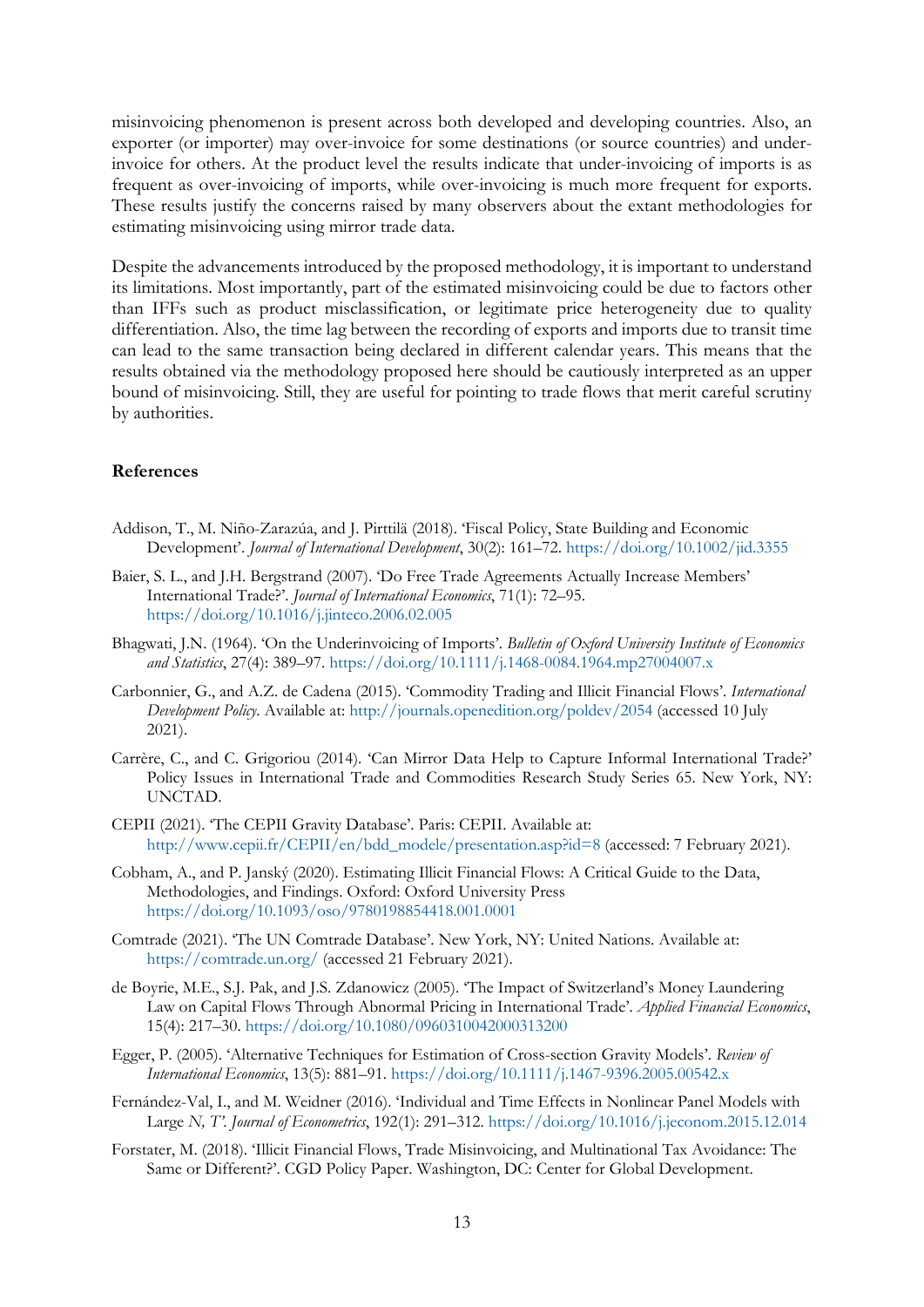misinvoicing phenomenon is present across both developed and developing countries. Also, an exporter (or importer) may over-invoice for some destinations (or source countries) and under-invoice for others. At the product level the results indicate that under-invoicing of imports is as frequent as over-invoicing of imports, while over-invoicing is much more frequent for exports. These results justify the concerns raised by many observers about the extant methodologies for estimating misinvoicing using mirror trade data.

Despite the advancements introduced by the proposed methodology, it is important to understand its limitations. Most importantly, part of the estimated misinvoicing could be due to factors other than IFFs such as product misclassification, or legitimate price heterogeneity due to quality differentiation. Also, the time lag between the recording of exports and imports due to transit time can lead to the same transaction being declared in different calendar years. This means that the results obtained via the methodology proposed here should be cautiously interpreted as an upper bound of misinvoicing. Still, they are useful for pointing to trade flows that merit careful scrutiny by authorities.

## References

Addison, T., M. Niño-Zarazúa, and J. Pirttilä (2018). 'Fiscal Policy, State Building and Economic Development'. *Journal of International Development*, 30(2): 161–72. https://doi.org/10.1002/jid.3355

Baier, S. L., and J.H. Bergstrand (2007). 'Do Free Trade Agreements Actually Increase Members' International Trade?'. *Journal of International Economics*, 71(1): 72–95. https://doi.org/10.1016/j.jinteco.2006.02.005

Bhagwati, J.N. (1964). 'On the Underinvoicing of Imports'. *Bulletin of Oxford University Institute of Economics and Statistics*, 27(4): 389–97. https://doi.org/10.1111/j.1468-0084.1964.mp27004007.x

Carbonnier, G., and A.Z. de Cadena (2015). 'Commodity Trading and Illicit Financial Flows'. *International Development Policy*. Available at: http://journals.openedition.org/poldev/2054 (accessed 10 July 2021).

Carrère, C., and C. Grigoriou (2014). 'Can Mirror Data Help to Capture Informal International Trade?' Policy Issues in International Trade and Commodities Research Study Series 65. New York, NY: UNCTAD.

CEPII (2021). 'The CEPII Gravity Database'. Paris: CEPII. Available at: http://www.cepii.fr/CEPII/en/bdd_modele/presentation.asp?id=8 (accessed: 7 February 2021).

Cobham, A., and P. Janský (2020). Estimating Illicit Financial Flows: A Critical Guide to the Data, Methodologies, and Findings. Oxford: Oxford University Press https://doi.org/10.1093/oso/9780198854418.001.0001

Comtrade (2021). 'The UN Comtrade Database'. New York, NY: United Nations. Available at: https://comtrade.un.org/ (accessed 21 February 2021).

de Boyrie, M.E., S.J. Pak, and J.S. Zdanowicz (2005). 'The Impact of Switzerland's Money Laundering Law on Capital Flows Through Abnormal Pricing in International Trade'. *Applied Financial Economics*, 15(4): 217–30. https://doi.org/10.1080/0960310042000313200

Egger, P. (2005). 'Alternative Techniques for Estimation of Cross-section Gravity Models'. *Review of International Economics*, 13(5): 881–91. https://doi.org/10.1111/j.1467-9396.2005.00542.x

Fernández-Val, I., and M. Weidner (2016). 'Individual and Time Effects in Nonlinear Panel Models with Large *N, T*'. *Journal of Econometrics*, 192(1): 291–312. https://doi.org/10.1016/j.jeconom.2015.12.014

Forstater, M. (2018). 'Illicit Financial Flows, Trade Misinvoicing, and Multinational Tax Avoidance: The Same or Different?'. CGD Policy Paper. Washington, DC: Center for Global Development.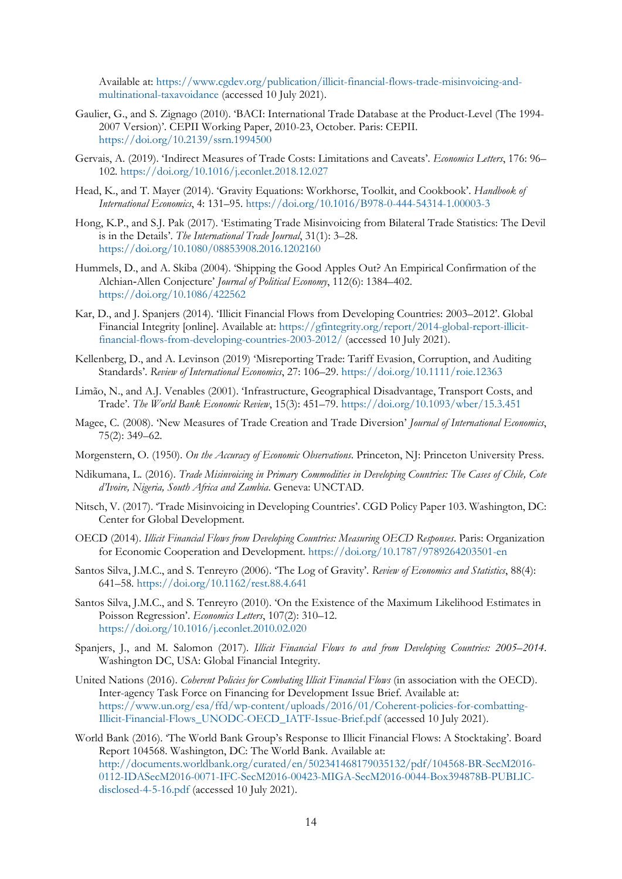Available at: https://www.cgdev.org/publication/illicit-financial-flows-trade-misinvoicing-and-multinational-taxavoidance (accessed 10 July 2021).

Gaulier, G., and S. Zignago (2010). 'BACI: International Trade Database at the Product-Level (The 1994-2007 Version)'. CEPII Working Paper, 2010-23, October. Paris: CEPII. https://doi.org/10.2139/ssrn.1994500

Gervais, A. (2019). 'Indirect Measures of Trade Costs: Limitations and Caveats'. *Economics Letters*, 176: 96–102. https://doi.org/10.1016/j.econlet.2018.12.027

Head, K., and T. Mayer (2014). 'Gravity Equations: Workhorse, Toolkit, and Cookbook'. *Handbook of International Economics*, 4: 131–95. https://doi.org/10.1016/B978-0-444-54314-1.00003-3

Hong, K.P., and S.J. Pak (2017). 'Estimating Trade Misinvoicing from Bilateral Trade Statistics: The Devil is in the Details'. *The International Trade Journal*, 31(1): 3–28. https://doi.org/10.1080/08853908.2016.1202160

Hummels, D., and A. Skiba (2004). 'Shipping the Good Apples Out? An Empirical Confirmation of the Alchian-Allen Conjecture' *Journal of Political Economy*, 112(6): 1384–402. https://doi.org/10.1086/422562

Kar, D., and J. Spanjers (2014). 'Illicit Financial Flows from Developing Countries: 2003–2012'. Global Financial Integrity [online]. Available at: https://gfintegrity.org/report/2014-global-report-illicit-financial-flows-from-developing-countries-2003-2012/ (accessed 10 July 2021).

Kellenberg, D., and A. Levinson (2019) 'Misreporting Trade: Tariff Evasion, Corruption, and Auditing Standards'. *Review of International Economics*, 27: 106–29. https://doi.org/10.1111/roie.12363

Limão, N., and A.J. Venables (2001). 'Infrastructure, Geographical Disadvantage, Transport Costs, and Trade'. *The World Bank Economic Review*, 15(3): 451–79. https://doi.org/10.1093/wber/15.3.451

Magee, C. (2008). 'New Measures of Trade Creation and Trade Diversion' *Journal of International Economics*, 75(2): 349–62.

Morgenstern, O. (1950). *On the Accuracy of Economic Observations*. Princeton, NJ: Princeton University Press.

Ndikumana, L. (2016). *Trade Misinvoicing in Primary Commodities in Developing Countries: The Cases of Chile, Cote d'Ivoire, Nigeria, South Africa and Zambia*. Geneva: UNCTAD.

Nitsch, V. (2017). 'Trade Misinvoicing in Developing Countries'. CGD Policy Paper 103. Washington, DC: Center for Global Development.

OECD (2014). *Illicit Financial Flows from Developing Countries: Measuring OECD Responses*. Paris: Organization for Economic Cooperation and Development. https://doi.org/10.1787/9789264203501-en

Santos Silva, J.M.C., and S. Tenreyro (2006). 'The Log of Gravity'. *Review of Economics and Statistics*, 88(4): 641–58. https://doi.org/10.1162/rest.88.4.641

Santos Silva, J.M.C., and S. Tenreyro (2010). 'On the Existence of the Maximum Likelihood Estimates in Poisson Regression'. *Economics Letters*, 107(2): 310–12. https://doi.org/10.1016/j.econlet.2010.02.020

Spanjers, J., and M. Salomon (2017). *Illicit Financial Flows to and from Developing Countries: 2005–2014*. Washington DC, USA: Global Financial Integrity.

United Nations (2016). *Coherent Policies for Combating Illicit Financial Flows* (in association with the OECD). Inter-agency Task Force on Financing for Development Issue Brief. Available at: https://www.un.org/esa/ffd/wp-content/uploads/2016/01/Coherent-policies-for-combatting-Illicit-Financial-Flows_UNODC-OECD_IATF-Issue-Brief.pdf (accessed 10 July 2021).

World Bank (2016). 'The World Bank Group's Response to Illicit Financial Flows: A Stocktaking'. Board Report 104568. Washington, DC: The World Bank. Available at: http://documents.worldbank.org/curated/en/502341468179035132/pdf/104568-BR-SecM2016-0112-IDASecM2016-0071-IFC-SecM2016-00423-MIGA-SecM2016-0044-Box394878B-PUBLIC-disclosed-4-5-16.pdf (accessed 10 July 2021).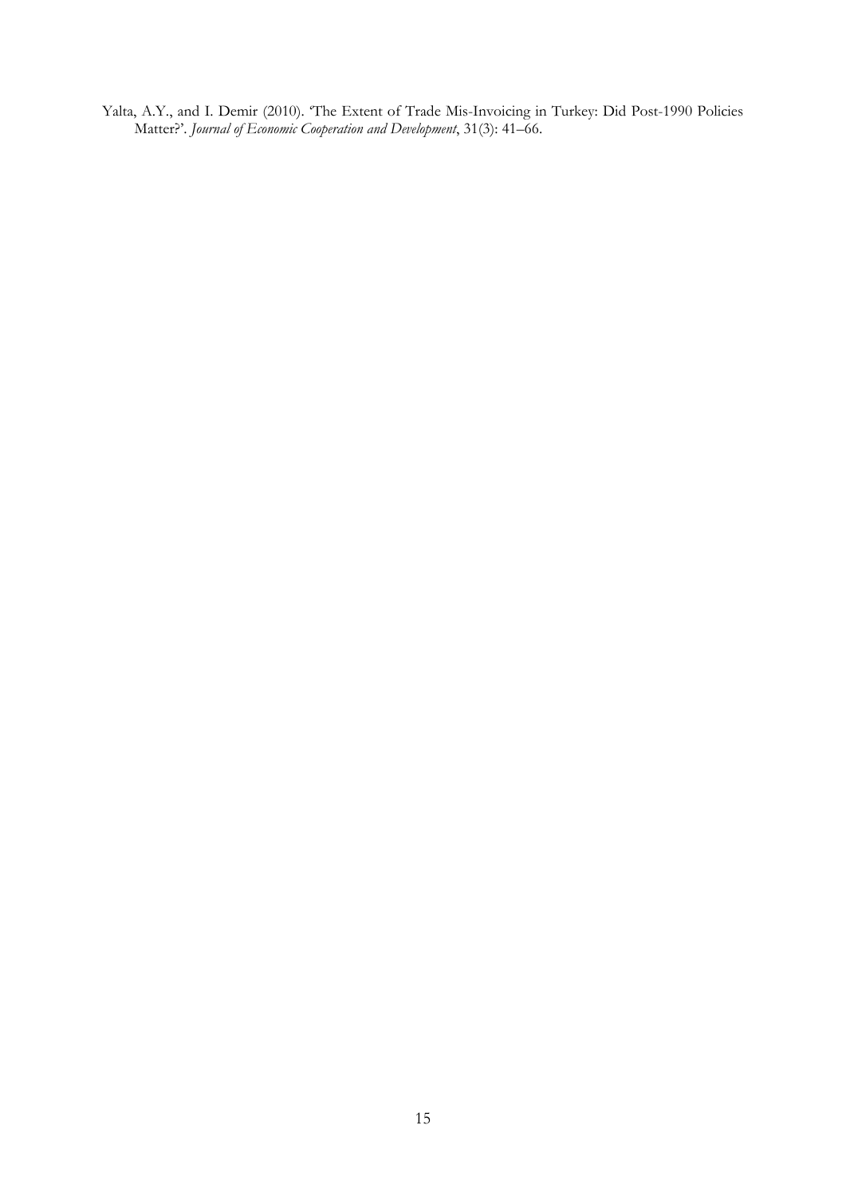Yalta, A.Y., and I. Demir (2010). 'The Extent of Trade Mis-Invoicing in Turkey: Did Post-1990 Policies Matter?'. *Journal of Economic Cooperation and Development*, 31(3): 41–66.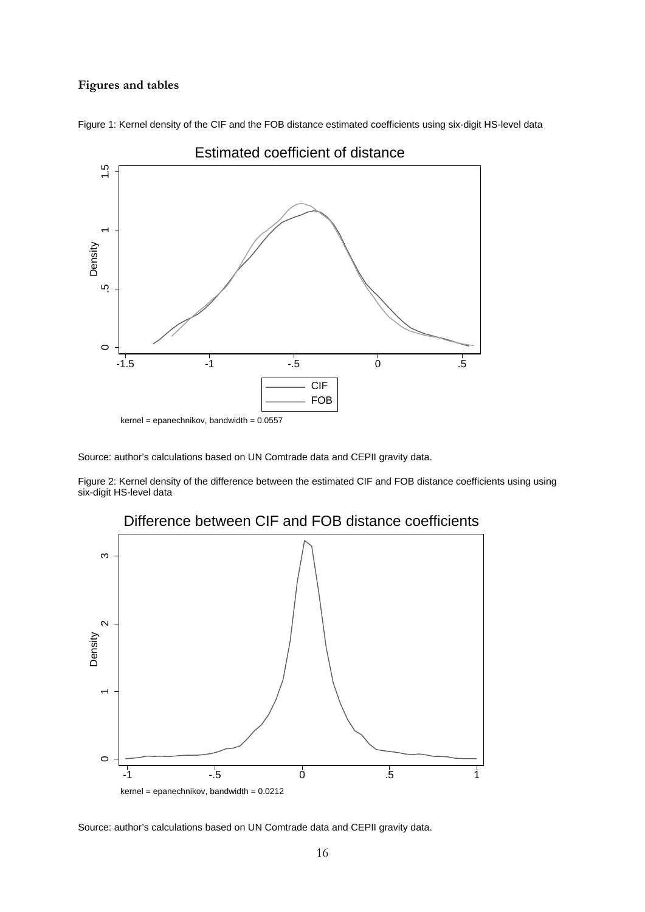**Figures and tables**

Figure 1: Kernel density of the CIF and the FOB distance estimated coefficients using six-digit HS-level data

Source: author's calculations based on UN Comtrade data and CEPII gravity data.

Figure 2: Kernel density of the difference between the estimated CIF and FOB distance coefficients using using six-digit HS-level data

Source: author's calculations based on UN Comtrade data and CEPII gravity data.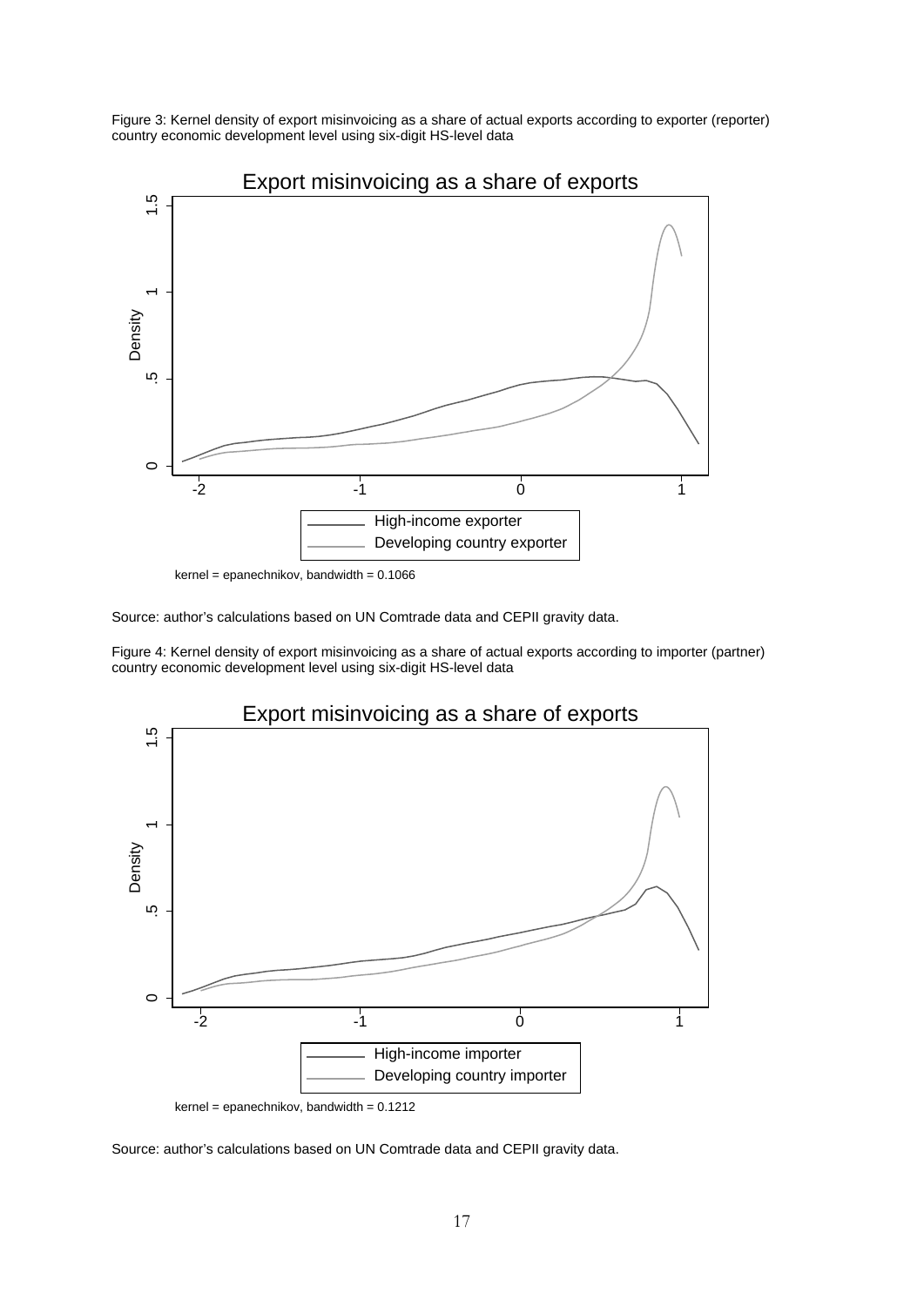Figure 3: Kernel density of export misinvoicing as a share of actual exports according to exporter (reporter) country economic development level using six-digit HS-level data

Source: author's calculations based on UN Comtrade data and CEPII gravity data.

Figure 4: Kernel density of export misinvoicing as a share of actual exports according to importer (partner) country economic development level using six-digit HS-level data

Source: author's calculations based on UN Comtrade data and CEPII gravity data.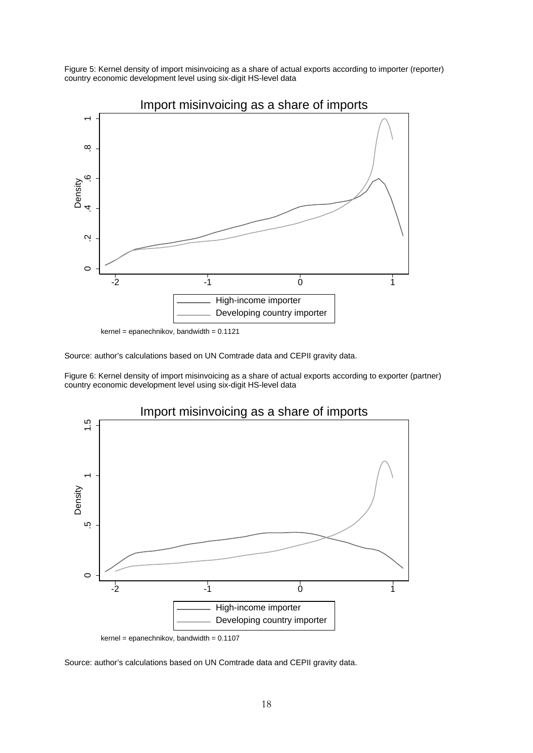Figure 5: Kernel density of import misinvoicing as a share of actual exports according to importer (reporter) country economic development level using six-digit HS-level data

Source: author's calculations based on UN Comtrade data and CEPII gravity data.

Figure 6: Kernel density of import misinvoicing as a share of actual exports according to exporter (partner) country economic development level using six-digit HS-level data

Source: author's calculations based on UN Comtrade data and CEPII gravity data.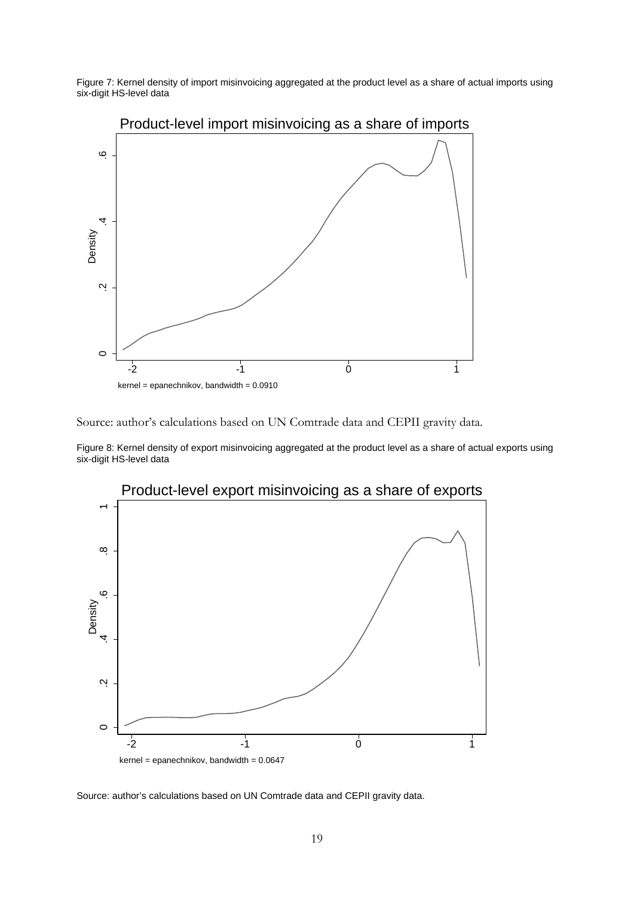Figure 7: Kernel density of import misinvoicing aggregated at the product level as a share of actual imports using six-digit HS-level data

Source: author's calculations based on UN Comtrade data and CEPII gravity data.

Figure 8: Kernel density of export misinvoicing aggregated at the product level as a share of actual exports using six-digit HS-level data

Source: author's calculations based on UN Comtrade data and CEPII gravity data.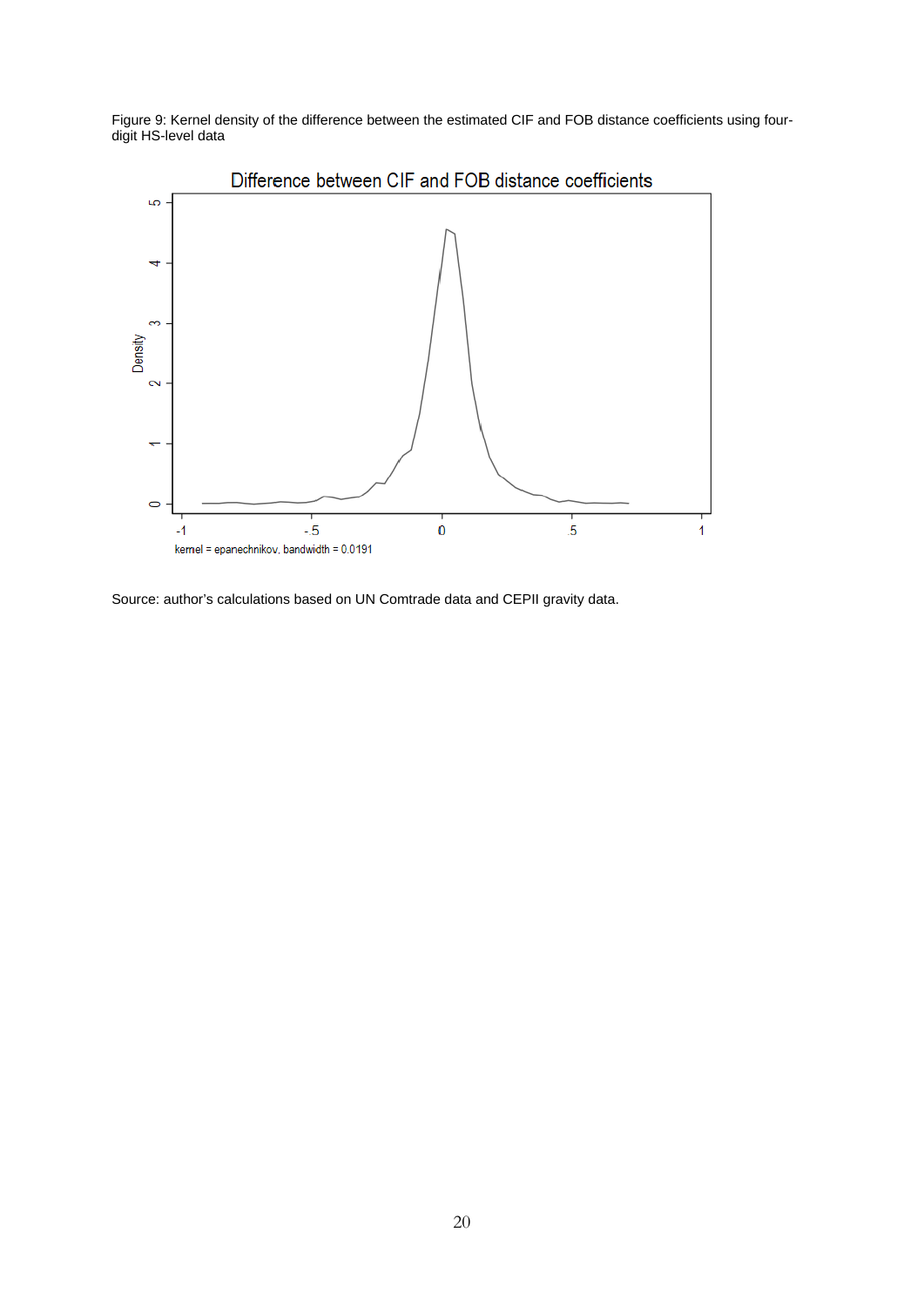Figure 9: Kernel density of the difference between the estimated CIF and FOB distance coefficients using four-digit HS-level data

Source: author's calculations based on UN Comtrade data and CEPII gravity data.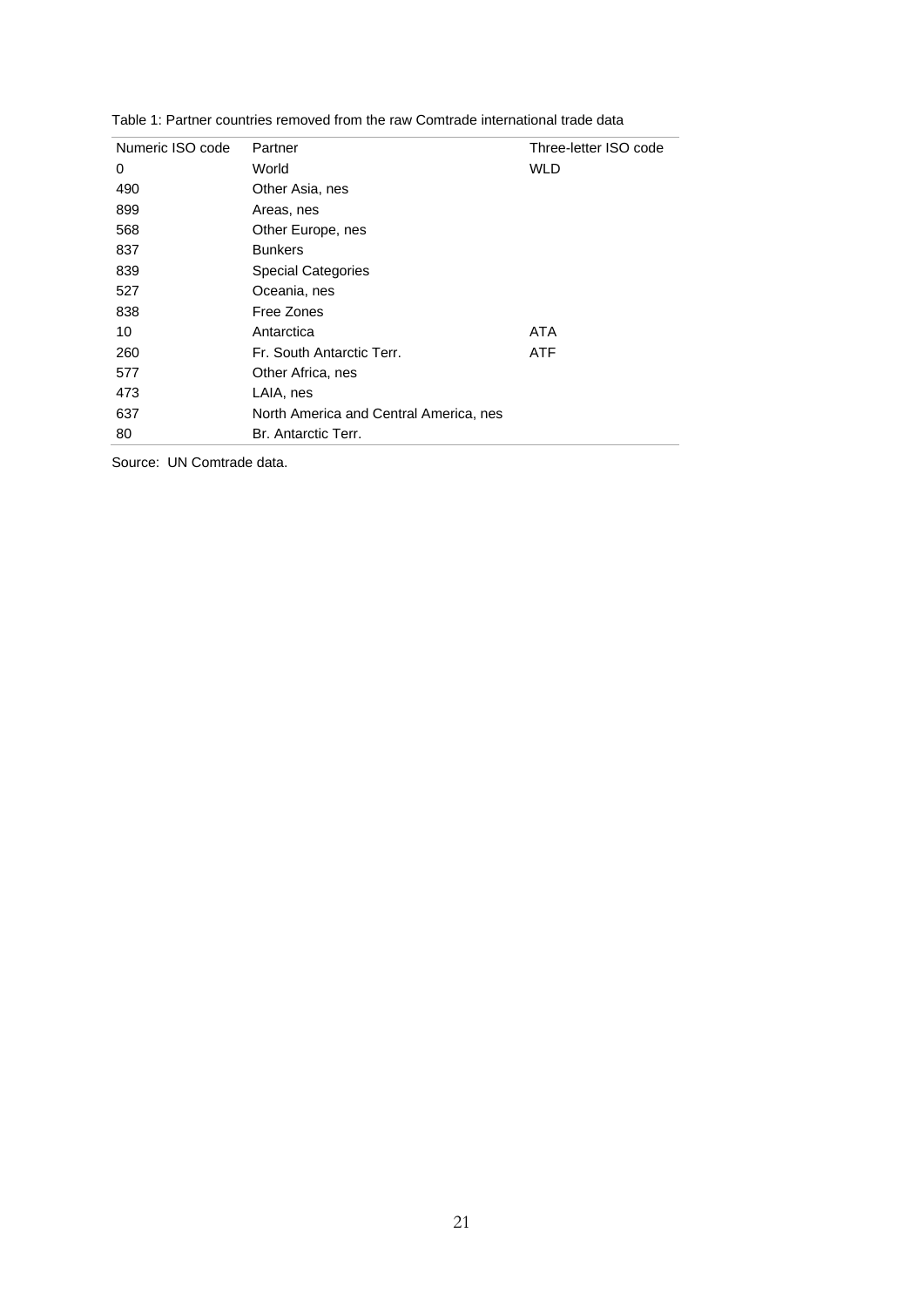Table 1: Partner countries removed from the raw Comtrade international trade data

| Numeric ISO code | Partner | Three-letter ISO code |
|---|---|---|
| 0 | World | WLD |
| 490 | Other Asia, nes | |
| 899 | Areas, nes | |
| 568 | Other Europe, nes | |
| 837 | Bunkers | |
| 839 | Special Categories | |
| 527 | Oceania, nes | |
| 838 | Free Zones | |
| 10 | Antarctica | ATA |
| 260 | Fr. South Antarctic Terr. | ATF |
| 577 | Other Africa, nes | |
| 473 | LAIA, nes | |
| 637 | North America and Central America, nes | |
| 80 | Br. Antarctic Terr. | |

Source: UN Comtrade data.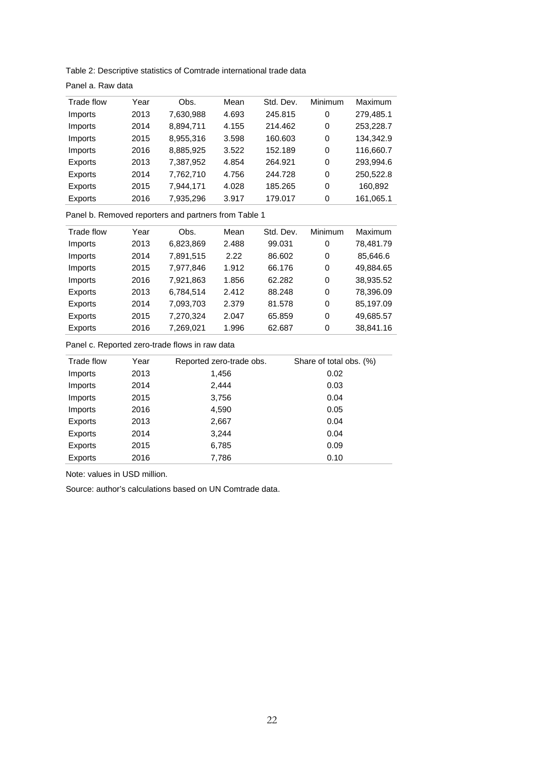Table 2: Descriptive statistics of Comtrade international trade data

Panel a. Raw data

| Trade flow | Year | Obs. | Mean | Std. Dev. | Minimum | Maximum |
|---|---|---|---|---|---|---|
| Imports | 2013 | 7,630,988 | 4.693 | 245.815 | 0 | 279,485.1 |
| Imports | 2014 | 8,894,711 | 4.155 | 214.462 | 0 | 253,228.7 |
| Imports | 2015 | 8,955,316 | 3.598 | 160.603 | 0 | 134,342.9 |
| Imports | 2016 | 8,885,925 | 3.522 | 152.189 | 0 | 116,660.7 |
| Exports | 2013 | 7,387,952 | 4.854 | 264.921 | 0 | 293,994.6 |
| Exports | 2014 | 7,762,710 | 4.756 | 244.728 | 0 | 250,522.8 |
| Exports | 2015 | 7,944,171 | 4.028 | 185.265 | 0 | 160,892 |
| Exports | 2016 | 7,935,296 | 3.917 | 179.017 | 0 | 161,065.1 |

Panel b. Removed reporters and partners from Table 1

| Trade flow | Year | Obs. | Mean | Std. Dev. | Minimum | Maximum |
|---|---|---|---|---|---|---|
| Imports | 2013 | 6,823,869 | 2.488 | 99.031 | 0 | 78,481.79 |
| Imports | 2014 | 7,891,515 | 2.22 | 86.602 | 0 | 85,646.6 |
| Imports | 2015 | 7,977,846 | 1.912 | 66.176 | 0 | 49,884.65 |
| Imports | 2016 | 7,921,863 | 1.856 | 62.282 | 0 | 38,935.52 |
| Exports | 2013 | 6,784,514 | 2.412 | 88.248 | 0 | 78,396.09 |
| Exports | 2014 | 7,093,703 | 2.379 | 81.578 | 0 | 85,197.09 |
| Exports | 2015 | 7,270,324 | 2.047 | 65.859 | 0 | 49,685.57 |
| Exports | 2016 | 7,269,021 | 1.996 | 62.687 | 0 | 38,841.16 |

Panel c. Reported zero-trade flows in raw data

| Trade flow | Year | Reported zero-trade obs. | Share of total obs. (%) |
|---|---|---|---|
| Imports | 2013 | 1,456 | 0.02 |
| Imports | 2014 | 2,444 | 0.03 |
| Imports | 2015 | 3,756 | 0.04 |
| Imports | 2016 | 4,590 | 0.05 |
| Exports | 2013 | 2,667 | 0.04 |
| Exports | 2014 | 3,244 | 0.04 |
| Exports | 2015 | 6,785 | 0.09 |
| Exports | 2016 | 7,786 | 0.10 |

Note: values in USD million.

Source: author's calculations based on UN Comtrade data.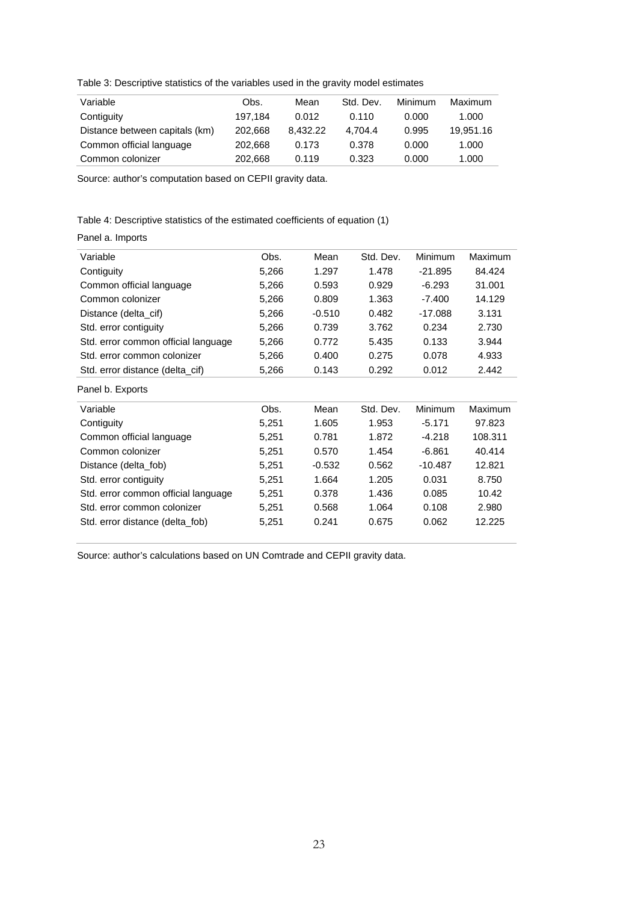Table 3: Descriptive statistics of the variables used in the gravity model estimates

| Variable | Obs. | Mean | Std. Dev. | Minimum | Maximum |
|---|---|---|---|---|---|
| Contiguity | 197,184 | 0.012 | 0.110 | 0.000 | 1.000 |
| Distance between capitals (km) | 202,668 | 8,432.22 | 4,704.4 | 0.995 | 19,951.16 |
| Common official language | 202,668 | 0.173 | 0.378 | 0.000 | 1.000 |
| Common colonizer | 202,668 | 0.119 | 0.323 | 0.000 | 1.000 |

Source: author's computation based on CEPII gravity data.

Table 4: Descriptive statistics of the estimated coefficients of equation (1)

Panel a. Imports

| Variable | Obs. | Mean | Std. Dev. | Minimum | Maximum |
|---|---|---|---|---|---|
| Contiguity | 5,266 | 1.297 | 1.478 | -21.895 | 84.424 |
| Common official language | 5,266 | 0.593 | 0.929 | -6.293 | 31.001 |
| Common colonizer | 5,266 | 0.809 | 1.363 | -7.400 | 14.129 |
| Distance (delta_cif) | 5,266 | -0.510 | 0.482 | -17.088 | 3.131 |
| Std. error contiguity | 5,266 | 0.739 | 3.762 | 0.234 | 2.730 |
| Std. error common official language | 5,266 | 0.772 | 5.435 | 0.133 | 3.944 |
| Std. error common colonizer | 5,266 | 0.400 | 0.275 | 0.078 | 4.933 |
| Std. error distance (delta_cif) | 5,266 | 0.143 | 0.292 | 0.012 | 2.442 |

Panel b. Exports

| Variable | Obs. | Mean | Std. Dev. | Minimum | Maximum |
|---|---|---|---|---|---|
| Contiguity | 5,251 | 1.605 | 1.953 | -5.171 | 97.823 |
| Common official language | 5,251 | 0.781 | 1.872 | -4.218 | 108.311 |
| Common colonizer | 5,251 | 0.570 | 1.454 | -6.861 | 40.414 |
| Distance (delta_fob) | 5,251 | -0.532 | 0.562 | -10.487 | 12.821 |
| Std. error contiguity | 5,251 | 1.664 | 1.205 | 0.031 | 8.750 |
| Std. error common official language | 5,251 | 0.378 | 1.436 | 0.085 | 10.42 |
| Std. error common colonizer | 5,251 | 0.568 | 1.064 | 0.108 | 2.980 |
| Std. error distance (delta_fob) | 5,251 | 0.241 | 0.675 | 0.062 | 12.225 |

Source: author's calculations based on UN Comtrade and CEPII gravity data.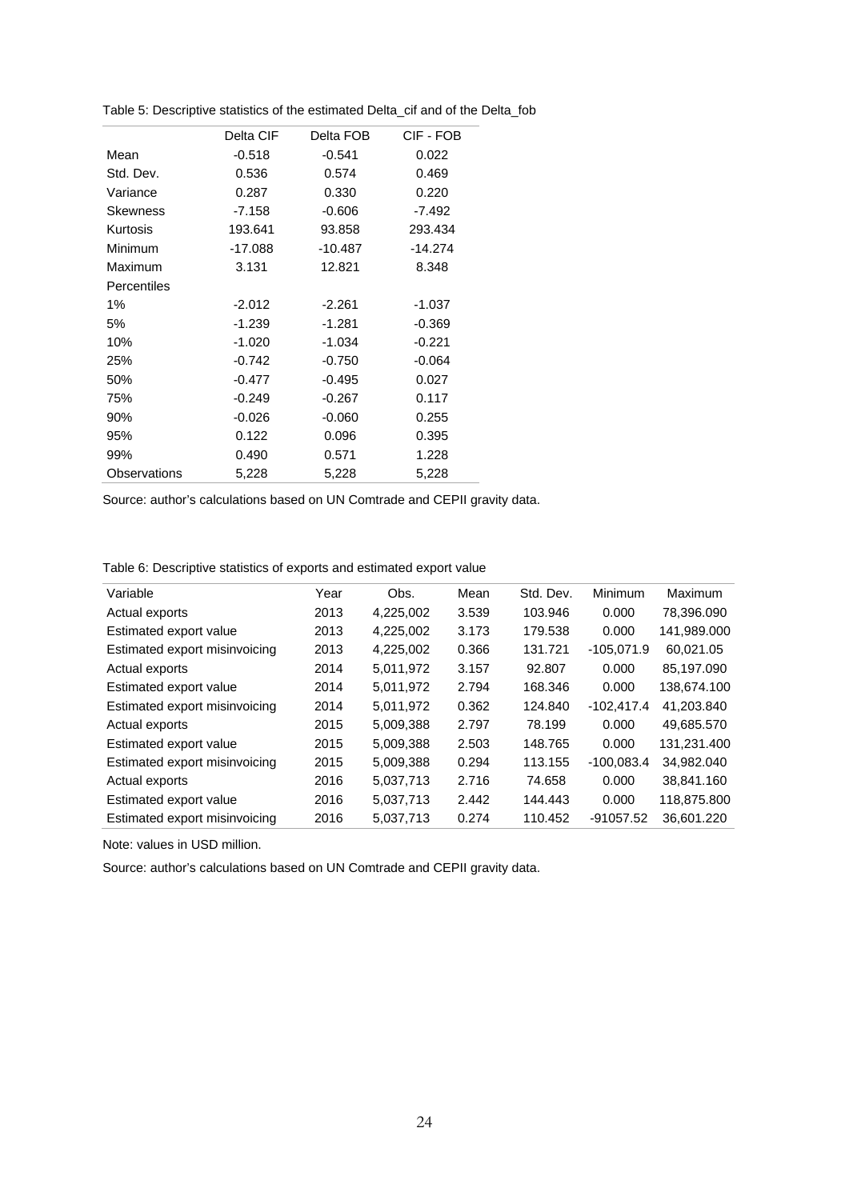Table 5: Descriptive statistics of the estimated Delta_cif and of the Delta_fob

| | Delta CIF | Delta FOB | CIF - FOB |
|---|---|---|---|
| Mean | -0.518 | -0.541 | 0.022 |
| Std. Dev. | 0.536 | 0.574 | 0.469 |
| Variance | 0.287 | 0.330 | 0.220 |
| Skewness | -7.158 | -0.606 | -7.492 |
| Kurtosis | 193.641 | 93.858 | 293.434 |
| Minimum | -17.088 | -10.487 | -14.274 |
| Maximum | 3.131 | 12.821 | 8.348 |
| Percentiles | | | |
| 1% | -2.012 | -2.261 | -1.037 |
| 5% | -1.239 | -1.281 | -0.369 |
| 10% | -1.020 | -1.034 | -0.221 |
| 25% | -0.742 | -0.750 | -0.064 |
| 50% | -0.477 | -0.495 | 0.027 |
| 75% | -0.249 | -0.267 | 0.117 |
| 90% | -0.026 | -0.060 | 0.255 |
| 95% | 0.122 | 0.096 | 0.395 |
| 99% | 0.490 | 0.571 | 1.228 |
| Observations | 5,228 | 5,228 | 5,228 |

Source: author's calculations based on UN Comtrade and CEPII gravity data.

Table 6: Descriptive statistics of exports and estimated export value

| Variable | Year | Obs. | Mean | Std. Dev. | Minimum | Maximum |
|---|---|---|---|---|---|---|
| Actual exports | 2013 | 4,225,002 | 3.539 | 103.946 | 0.000 | 78,396.090 |
| Estimated export value | 2013 | 4,225,002 | 3.173 | 179.538 | 0.000 | 141,989.000 |
| Estimated export misinvoicing | 2013 | 4,225,002 | 0.366 | 131.721 | -105,071.9 | 60,021.05 |
| Actual exports | 2014 | 5,011,972 | 3.157 | 92.807 | 0.000 | 85,197.090 |
| Estimated export value | 2014 | 5,011,972 | 2.794 | 168.346 | 0.000 | 138,674.100 |
| Estimated export misinvoicing | 2014 | 5,011,972 | 0.362 | 124.840 | -102,417.4 | 41,203.840 |
| Actual exports | 2015 | 5,009,388 | 2.797 | 78.199 | 0.000 | 49,685.570 |
| Estimated export value | 2015 | 5,009,388 | 2.503 | 148.765 | 0.000 | 131,231.400 |
| Estimated export misinvoicing | 2015 | 5,009,388 | 0.294 | 113.155 | -100,083.4 | 34,982.040 |
| Actual exports | 2016 | 5,037,713 | 2.716 | 74.658 | 0.000 | 38,841.160 |
| Estimated export value | 2016 | 5,037,713 | 2.442 | 144.443 | 0.000 | 118,875.800 |
| Estimated export misinvoicing | 2016 | 5,037,713 | 0.274 | 110.452 | -91057.52 | 36,601.220 |

Note: values in USD million.

Source: author's calculations based on UN Comtrade and CEPII gravity data.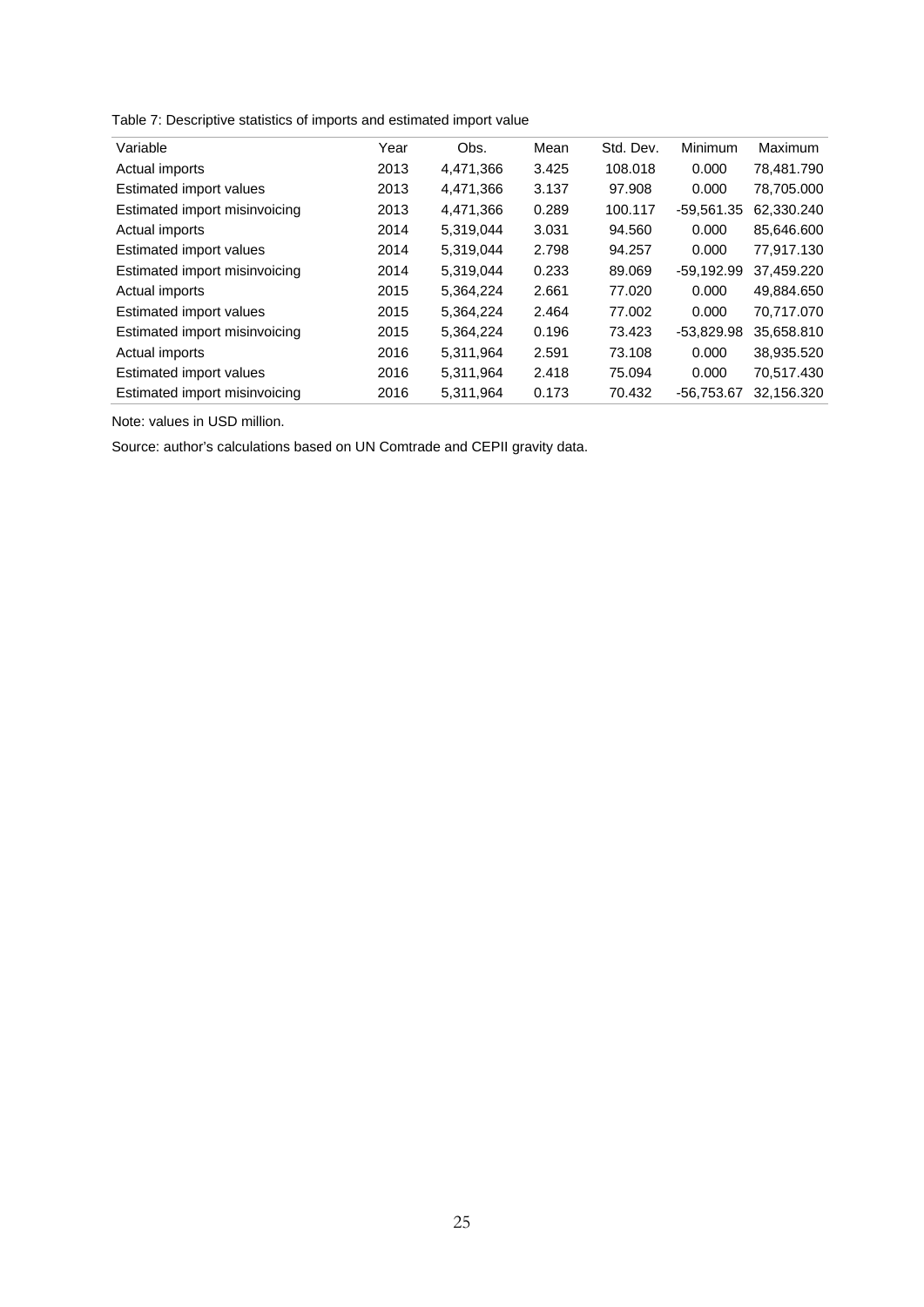Table 7: Descriptive statistics of imports and estimated import value

| Variable | Year | Obs. | Mean | Std. Dev. | Minimum | Maximum |
|---|---|---|---|---|---|---|
| Actual imports | 2013 | 4,471,366 | 3.425 | 108.018 | 0.000 | 78,481.790 |
| Estimated import values | 2013 | 4,471,366 | 3.137 | 97.908 | 0.000 | 78,705.000 |
| Estimated import misinvoicing | 2013 | 4,471,366 | 0.289 | 100.117 | -59,561.35 | 62,330.240 |
| Actual imports | 2014 | 5,319,044 | 3.031 | 94.560 | 0.000 | 85,646.600 |
| Estimated import values | 2014 | 5,319,044 | 2.798 | 94.257 | 0.000 | 77,917.130 |
| Estimated import misinvoicing | 2014 | 5,319,044 | 0.233 | 89.069 | -59,192.99 | 37,459.220 |
| Actual imports | 2015 | 5,364,224 | 2.661 | 77.020 | 0.000 | 49,884.650 |
| Estimated import values | 2015 | 5,364,224 | 2.464 | 77.002 | 0.000 | 70,717.070 |
| Estimated import misinvoicing | 2015 | 5,364,224 | 0.196 | 73.423 | -53,829.98 | 35,658.810 |
| Actual imports | 2016 | 5,311,964 | 2.591 | 73.108 | 0.000 | 38,935.520 |
| Estimated import values | 2016 | 5,311,964 | 2.418 | 75.094 | 0.000 | 70,517.430 |
| Estimated import misinvoicing | 2016 | 5,311,964 | 0.173 | 70.432 | -56,753.67 | 32,156.320 |

Note: values in USD million.

Source: author's calculations based on UN Comtrade and CEPII gravity data.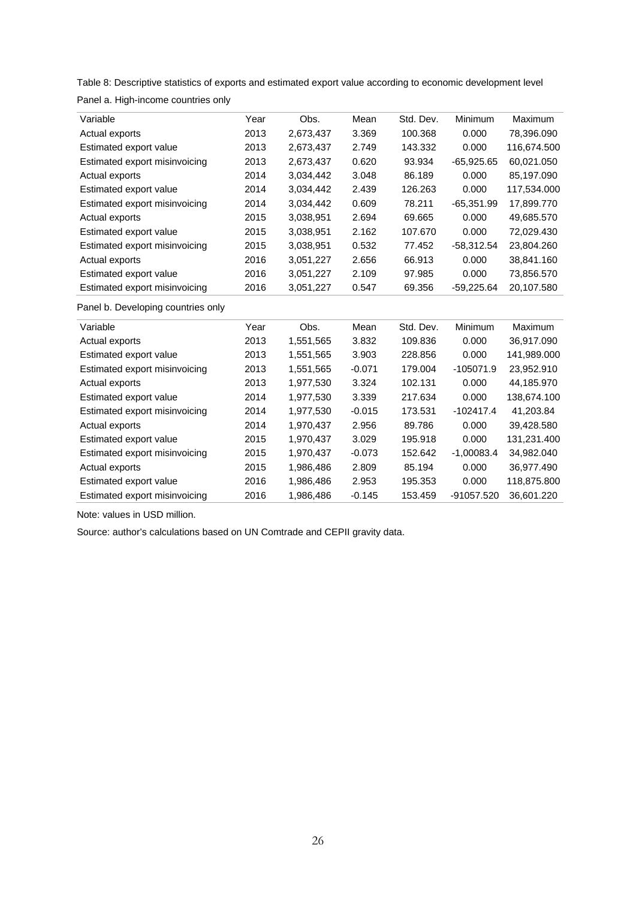Table 8: Descriptive statistics of exports and estimated export value according to economic development level

Panel a. High-income countries only

| Variable | Year | Obs. | Mean | Std. Dev. | Minimum | Maximum |
|---|---|---|---|---|---|---|
| Actual exports | 2013 | 2,673,437 | 3.369 | 100.368 | 0.000 | 78,396.090 |
| Estimated export value | 2013 | 2,673,437 | 2.749 | 143.332 | 0.000 | 116,674.500 |
| Estimated export misinvoicing | 2013 | 2,673,437 | 0.620 | 93.934 | -65,925.65 | 60,021.050 |
| Actual exports | 2014 | 3,034,442 | 3.048 | 86.189 | 0.000 | 85,197.090 |
| Estimated export value | 2014 | 3,034,442 | 2.439 | 126.263 | 0.000 | 117,534.000 |
| Estimated export misinvoicing | 2014 | 3,034,442 | 0.609 | 78.211 | -65,351.99 | 17,899.770 |
| Actual exports | 2015 | 3,038,951 | 2.694 | 69.665 | 0.000 | 49,685.570 |
| Estimated export value | 2015 | 3,038,951 | 2.162 | 107.670 | 0.000 | 72,029.430 |
| Estimated export misinvoicing | 2015 | 3,038,951 | 0.532 | 77.452 | -58,312.54 | 23,804.260 |
| Actual exports | 2016 | 3,051,227 | 2.656 | 66.913 | 0.000 | 38,841.160 |
| Estimated export value | 2016 | 3,051,227 | 2.109 | 97.985 | 0.000 | 73,856.570 |
| Estimated export misinvoicing | 2016 | 3,051,227 | 0.547 | 69.356 | -59,225.64 | 20,107.580 |

Panel b. Developing countries only

| Variable | Year | Obs. | Mean | Std. Dev. | Minimum | Maximum |
|---|---|---|---|---|---|---|
| Actual exports | 2013 | 1,551,565 | 3.832 | 109.836 | 0.000 | 36,917.090 |
| Estimated export value | 2013 | 1,551,565 | 3.903 | 228.856 | 0.000 | 141,989.000 |
| Estimated export misinvoicing | 2013 | 1,551,565 | -0.071 | 179.004 | -105071.9 | 23,952.910 |
| Actual exports | 2013 | 1,977,530 | 3.324 | 102.131 | 0.000 | 44,185.970 |
| Estimated export value | 2014 | 1,977,530 | 3.339 | 217.634 | 0.000 | 138,674.100 |
| Estimated export misinvoicing | 2014 | 1,977,530 | -0.015 | 173.531 | -102417.4 | 41,203.84 |
| Actual exports | 2014 | 1,970,437 | 2.956 | 89.786 | 0.000 | 39,428.580 |
| Estimated export value | 2015 | 1,970,437 | 3.029 | 195.918 | 0.000 | 131,231.400 |
| Estimated export misinvoicing | 2015 | 1,970,437 | -0.073 | 152.642 | -1,00083.4 | 34,982.040 |
| Actual exports | 2015 | 1,986,486 | 2.809 | 85.194 | 0.000 | 36,977.490 |
| Estimated export value | 2016 | 1,986,486 | 2.953 | 195.353 | 0.000 | 118,875.800 |
| Estimated export misinvoicing | 2016 | 1,986,486 | -0.145 | 153.459 | -91057.520 | 36,601.220 |

Note: values in USD million.

Source: author's calculations based on UN Comtrade and CEPII gravity data.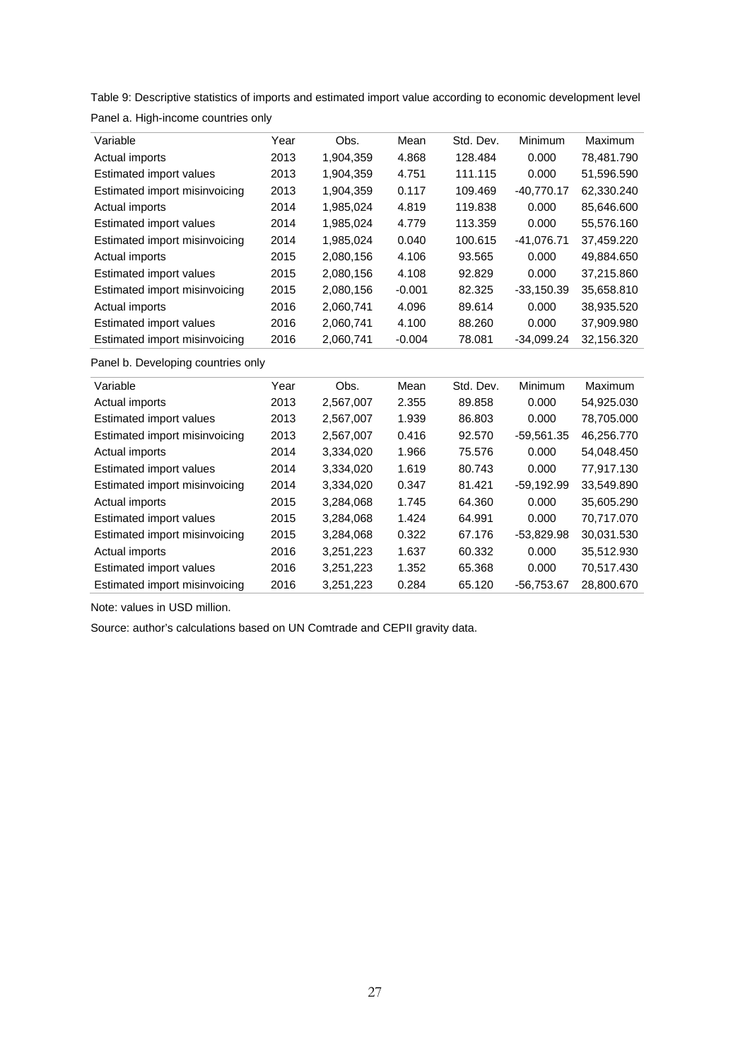Table 9: Descriptive statistics of imports and estimated import value according to economic development level

Panel a. High-income countries only

| Variable | Year | Obs. | Mean | Std. Dev. | Minimum | Maximum |
|---|---|---|---|---|---|---|
| Actual imports | 2013 | 1,904,359 | 4.868 | 128.484 | 0.000 | 78,481.790 |
| Estimated import values | 2013 | 1,904,359 | 4.751 | 111.115 | 0.000 | 51,596.590 |
| Estimated import misinvoicing | 2013 | 1,904,359 | 0.117 | 109.469 | -40,770.17 | 62,330.240 |
| Actual imports | 2014 | 1,985,024 | 4.819 | 119.838 | 0.000 | 85,646.600 |
| Estimated import values | 2014 | 1,985,024 | 4.779 | 113.359 | 0.000 | 55,576.160 |
| Estimated import misinvoicing | 2014 | 1,985,024 | 0.040 | 100.615 | -41,076.71 | 37,459.220 |
| Actual imports | 2015 | 2,080,156 | 4.106 | 93.565 | 0.000 | 49,884.650 |
| Estimated import values | 2015 | 2,080,156 | 4.108 | 92.829 | 0.000 | 37,215.860 |
| Estimated import misinvoicing | 2015 | 2,080,156 | -0.001 | 82.325 | -33,150.39 | 35,658.810 |
| Actual imports | 2016 | 2,060,741 | 4.096 | 89.614 | 0.000 | 38,935.520 |
| Estimated import values | 2016 | 2,060,741 | 4.100 | 88.260 | 0.000 | 37,909.980 |
| Estimated import misinvoicing | 2016 | 2,060,741 | -0.004 | 78.081 | -34,099.24 | 32,156.320 |

Panel b. Developing countries only

| Variable | Year | Obs. | Mean | Std. Dev. | Minimum | Maximum |
|---|---|---|---|---|---|---|
| Actual imports | 2013 | 2,567,007 | 2.355 | 89.858 | 0.000 | 54,925.030 |
| Estimated import values | 2013 | 2,567,007 | 1.939 | 86.803 | 0.000 | 78,705.000 |
| Estimated import misinvoicing | 2013 | 2,567,007 | 0.416 | 92.570 | -59,561.35 | 46,256.770 |
| Actual imports | 2014 | 3,334,020 | 1.966 | 75.576 | 0.000 | 54,048.450 |
| Estimated import values | 2014 | 3,334,020 | 1.619 | 80.743 | 0.000 | 77,917.130 |
| Estimated import misinvoicing | 2014 | 3,334,020 | 0.347 | 81.421 | -59,192.99 | 33,549.890 |
| Actual imports | 2015 | 3,284,068 | 1.745 | 64.360 | 0.000 | 35,605.290 |
| Estimated import values | 2015 | 3,284,068 | 1.424 | 64.991 | 0.000 | 70,717.070 |
| Estimated import misinvoicing | 2015 | 3,284,068 | 0.322 | 67.176 | -53,829.98 | 30,031.530 |
| Actual imports | 2016 | 3,251,223 | 1.637 | 60.332 | 0.000 | 35,512.930 |
| Estimated import values | 2016 | 3,251,223 | 1.352 | 65.368 | 0.000 | 70,517.430 |
| Estimated import misinvoicing | 2016 | 3,251,223 | 0.284 | 65.120 | -56,753.67 | 28,800.670 |

Note: values in USD million.

Source: author's calculations based on UN Comtrade and CEPII gravity data.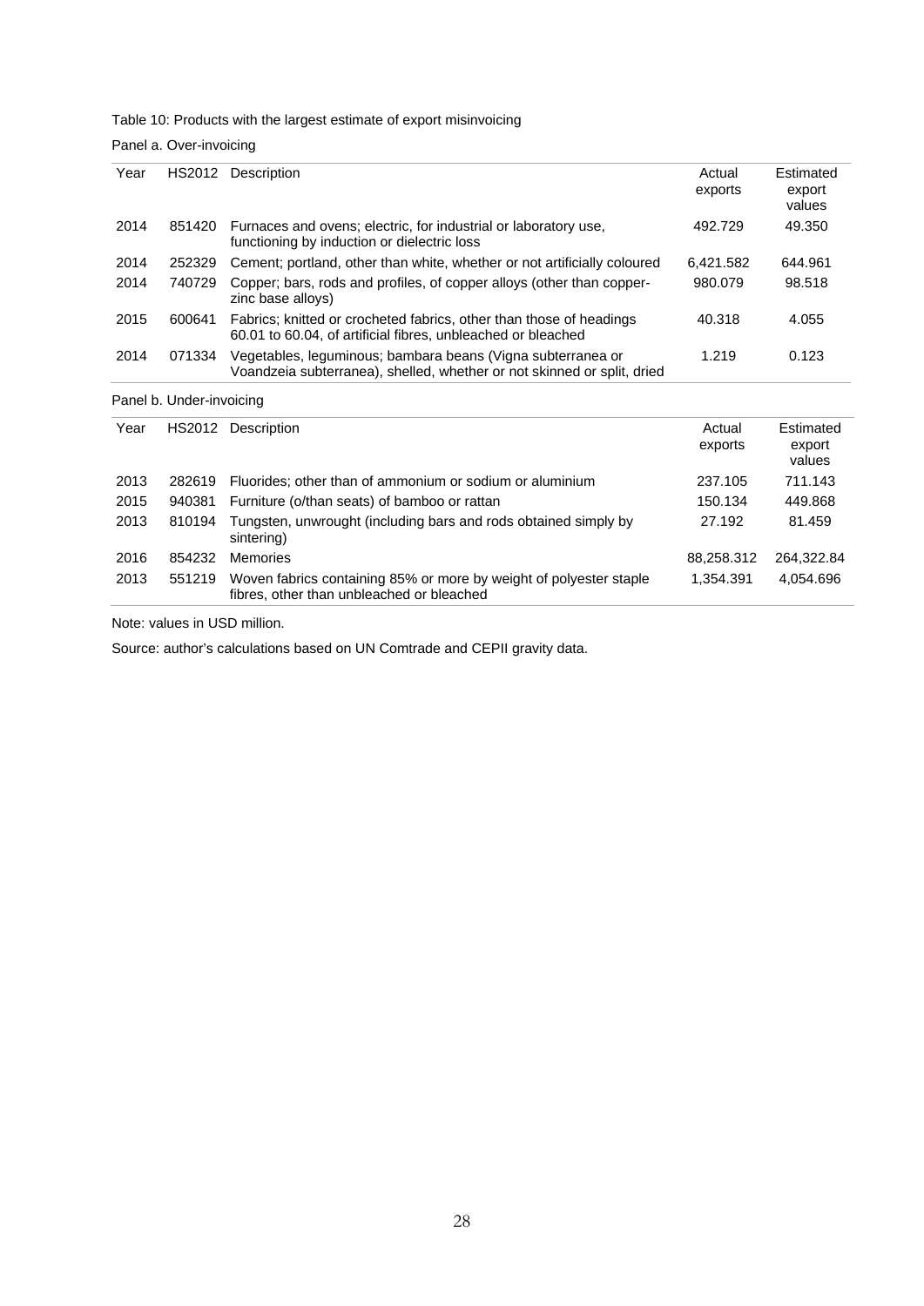Table 10: Products with the largest estimate of export misinvoicing

Panel a. Over-invoicing

| Year | HS2012 | Description | Actual exports | Estimated export values |
|---|---|---|---|---|
| 2014 | 851420 | Furnaces and ovens; electric, for industrial or laboratory use, functioning by induction or dielectric loss | 492.729 | 49.350 |
| 2014 | 252329 | Cement; portland, other than white, whether or not artificially coloured | 6,421.582 | 644.961 |
| 2014 | 740729 | Copper; bars, rods and profiles, of copper alloys (other than copper-zinc base alloys) | 980.079 | 98.518 |
| 2015 | 600641 | Fabrics; knitted or crocheted fabrics, other than those of headings 60.01 to 60.04, of artificial fibres, unbleached or bleached | 40.318 | 4.055 |
| 2014 | 071334 | Vegetables, leguminous; bambara beans (Vigna subterranea or Voandzeia subterranea), shelled, whether or not skinned or split, dried | 1.219 | 0.123 |

Panel b. Under-invoicing

| Year | HS2012 | Description | Actual exports | Estimated export values |
|---|---|---|---|---|
| 2013 | 282619 | Fluorides; other than of ammonium or sodium or aluminium | 237.105 | 711.143 |
| 2015 | 940381 | Furniture (o/than seats) of bamboo or rattan | 150.134 | 449.868 |
| 2013 | 810194 | Tungsten, unwrought (including bars and rods obtained simply by sintering) | 27.192 | 81.459 |
| 2016 | 854232 | Memories | 88,258.312 | 264,322.84 |
| 2013 | 551219 | Woven fabrics containing 85% or more by weight of polyester staple fibres, other than unbleached or bleached | 1,354.391 | 4,054.696 |

Note: values in USD million.

Source: author's calculations based on UN Comtrade and CEPII gravity data.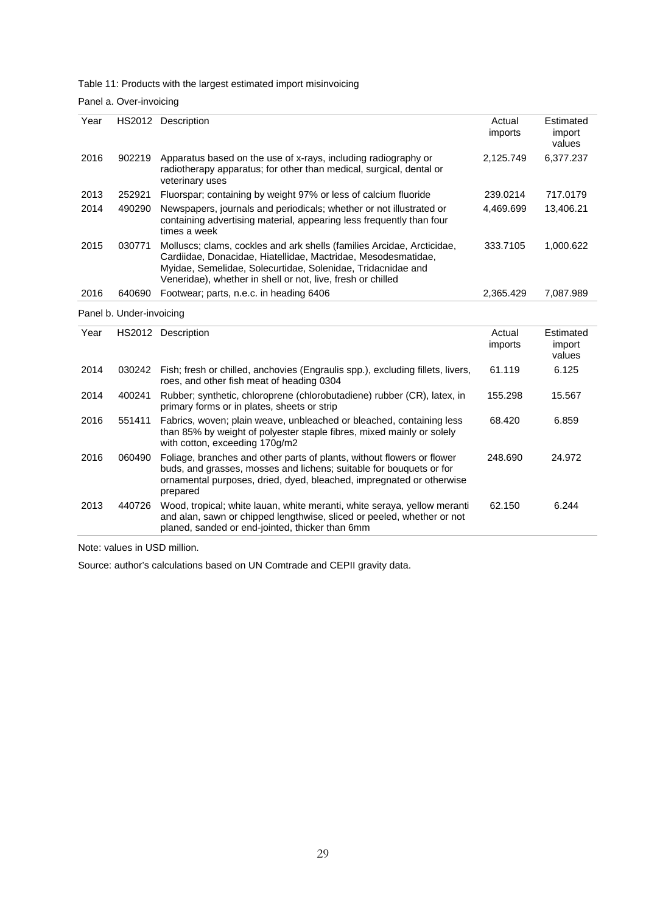Table 11: Products with the largest estimated import misinvoicing

Panel a. Over-invoicing

| Year | HS2012 | Description | Actual imports | Estimated import values |
|---|---|---|---|---|
| 2016 | 902219 | Apparatus based on the use of x-rays, including radiography or radiotherapy apparatus; for other than medical, surgical, dental or veterinary uses | 2,125.749 | 6,377.237 |
| 2013 | 252921 | Fluorspar; containing by weight 97% or less of calcium fluoride | 239.0214 | 717.0179 |
| 2014 | 490290 | Newspapers, journals and periodicals; whether or not illustrated or containing advertising material, appearing less frequently than four times a week | 4,469.699 | 13,406.21 |
| 2015 | 030771 | Molluscs; clams, cockles and ark shells (families Arcidae, Arcticidae, Cardiidae, Donacidae, Hiatellidae, Mactridae, Mesodesmatidae, Myidae, Semelidae, Solecurtidae, Solenidae, Tridacnidae and Veneridae), whether in shell or not, live, fresh or chilled | 333.7105 | 1,000.622 |
| 2016 | 640690 | Footwear; parts, n.e.c. in heading 6406 | 2,365.429 | 7,087.989 |

Panel b. Under-invoicing

| Year | HS2012 | Description | Actual imports | Estimated import values |
|---|---|---|---|---|
| 2014 | 030242 | Fish; fresh or chilled, anchovies (Engraulis spp.), excluding fillets, livers, roes, and other fish meat of heading 0304 | 61.119 | 6.125 |
| 2014 | 400241 | Rubber; synthetic, chloroprene (chlorobutadiene) rubber (CR), latex, in primary forms or in plates, sheets or strip | 155.298 | 15.567 |
| 2016 | 551411 | Fabrics, woven; plain weave, unbleached or bleached, containing less than 85% by weight of polyester staple fibres, mixed mainly or solely with cotton, exceeding 170g/m2 | 68.420 | 6.859 |
| 2016 | 060490 | Foliage, branches and other parts of plants, without flowers or flower buds, and grasses, mosses and lichens; suitable for bouquets or for ornamental purposes, dried, dyed, bleached, impregnated or otherwise prepared | 248.690 | 24.972 |
| 2013 | 440726 | Wood, tropical; white lauan, white meranti, white seraya, yellow meranti and alan, sawn or chipped lengthwise, sliced or peeled, whether or not planed, sanded or end-jointed, thicker than 6mm | 62.150 | 6.244 |

Note: values in USD million.

Source: author's calculations based on UN Comtrade and CEPII gravity data.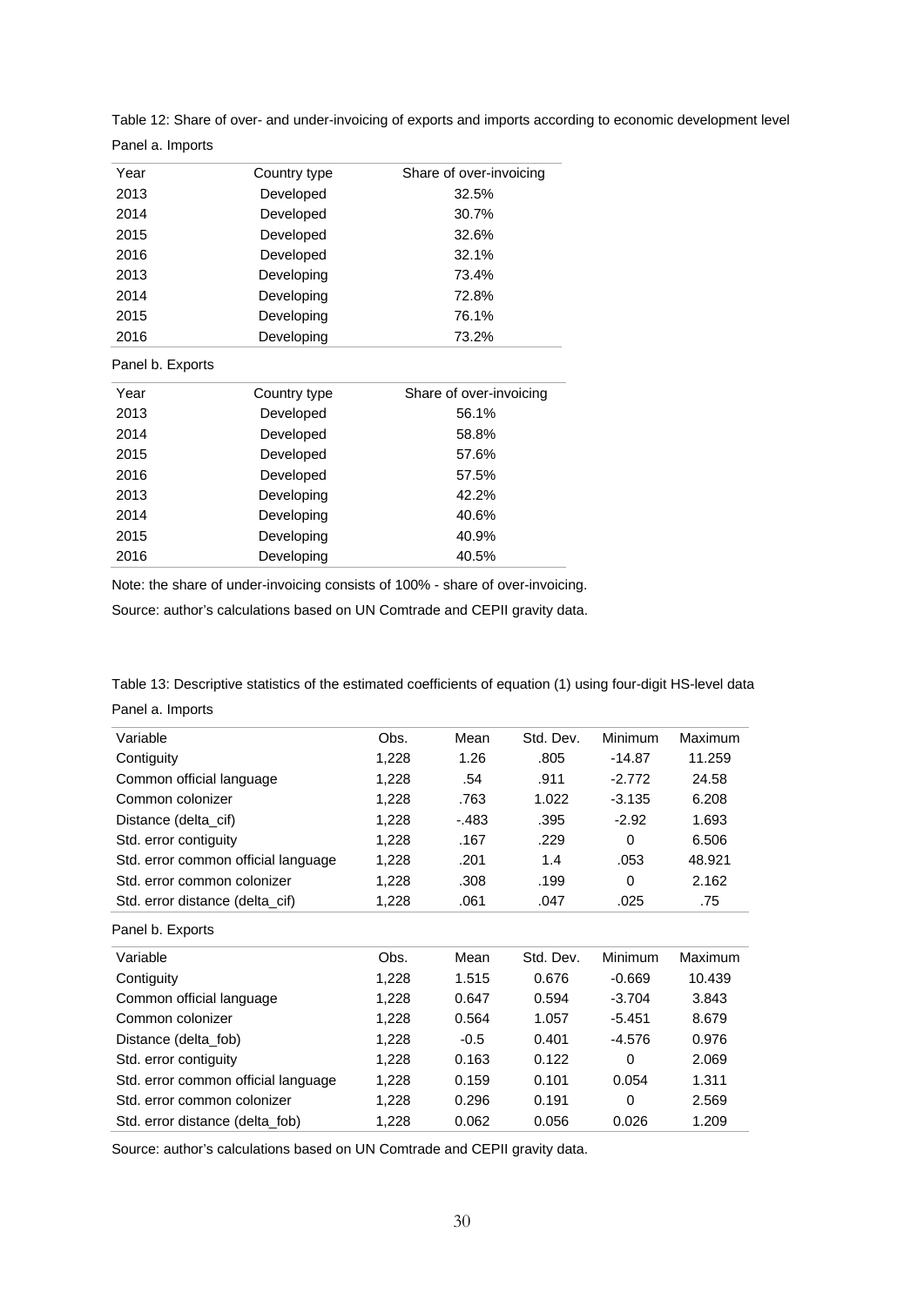Table 12: Share of over- and under-invoicing of exports and imports according to economic development level

Panel a. Imports

| Year | Country type | Share of over-invoicing |
|---|---|---|
| 2013 | Developed | 32.5% |
| 2014 | Developed | 30.7% |
| 2015 | Developed | 32.6% |
| 2016 | Developed | 32.1% |
| 2013 | Developing | 73.4% |
| 2014 | Developing | 72.8% |
| 2015 | Developing | 76.1% |
| 2016 | Developing | 73.2% |

Panel b. Exports

| Year | Country type | Share of over-invoicing |
|---|---|---|
| 2013 | Developed | 56.1% |
| 2014 | Developed | 58.8% |
| 2015 | Developed | 57.6% |
| 2016 | Developed | 57.5% |
| 2013 | Developing | 42.2% |
| 2014 | Developing | 40.6% |
| 2015 | Developing | 40.9% |
| 2016 | Developing | 40.5% |

Note: the share of under-invoicing consists of 100% - share of over-invoicing.

Source: author's calculations based on UN Comtrade and CEPII gravity data.

Table 13: Descriptive statistics of the estimated coefficients of equation (1) using four-digit HS-level data

Panel a. Imports

| Variable | Obs. | Mean | Std. Dev. | Minimum | Maximum |
|---|---|---|---|---|---|
| Contiguity | 1,228 | 1.26 | .805 | -14.87 | 11.259 |
| Common official language | 1,228 | .54 | .911 | -2.772 | 24.58 |
| Common colonizer | 1,228 | .763 | 1.022 | -3.135 | 6.208 |
| Distance (delta_cif) | 1,228 | -.483 | .395 | -2.92 | 1.693 |
| Std. error contiguity | 1,228 | .167 | .229 | 0 | 6.506 |
| Std. error common official language | 1,228 | .201 | 1.4 | .053 | 48.921 |
| Std. error common colonizer | 1,228 | .308 | .199 | 0 | 2.162 |
| Std. error distance (delta_cif) | 1,228 | .061 | .047 | .025 | .75 |

Panel b. Exports

| Variable | Obs. | Mean | Std. Dev. | Minimum | Maximum |
|---|---|---|---|---|---|
| Contiguity | 1,228 | 1.515 | 0.676 | -0.669 | 10.439 |
| Common official language | 1,228 | 0.647 | 0.594 | -3.704 | 3.843 |
| Common colonizer | 1,228 | 0.564 | 1.057 | -5.451 | 8.679 |
| Distance (delta_fob) | 1,228 | -0.5 | 0.401 | -4.576 | 0.976 |
| Std. error contiguity | 1,228 | 0.163 | 0.122 | 0 | 2.069 |
| Std. error common official language | 1,228 | 0.159 | 0.101 | 0.054 | 1.311 |
| Std. error common colonizer | 1,228 | 0.296 | 0.191 | 0 | 2.569 |
| Std. error distance (delta_fob) | 1,228 | 0.062 | 0.056 | 0.026 | 1.209 |

Source: author's calculations based on UN Comtrade and CEPII gravity data.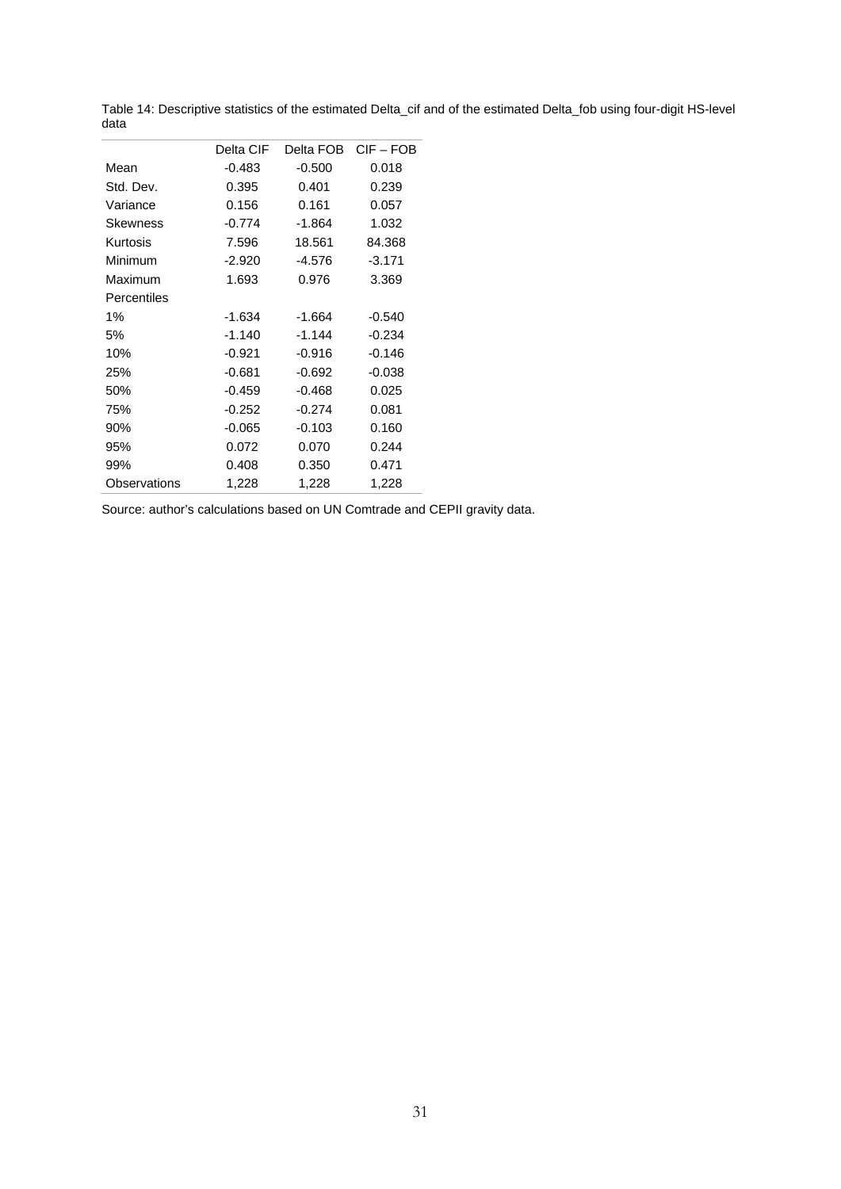Table 14: Descriptive statistics of the estimated Delta_cif and of the estimated Delta_fob using four-digit HS-level data

| | Delta CIF | Delta FOB | CIF – FOB |
|---|---|---|---|
| Mean | -0.483 | -0.500 | 0.018 |
| Std. Dev. | 0.395 | 0.401 | 0.239 |
| Variance | 0.156 | 0.161 | 0.057 |
| Skewness | -0.774 | -1.864 | 1.032 |
| Kurtosis | 7.596 | 18.561 | 84.368 |
| Minimum | -2.920 | -4.576 | -3.171 |
| Maximum | 1.693 | 0.976 | 3.369 |
| Percentiles | | | |
| 1% | -1.634 | -1.664 | -0.540 |
| 5% | -1.140 | -1.144 | -0.234 |
| 10% | -0.921 | -0.916 | -0.146 |
| 25% | -0.681 | -0.692 | -0.038 |
| 50% | -0.459 | -0.468 | 0.025 |
| 75% | -0.252 | -0.274 | 0.081 |
| 90% | -0.065 | -0.103 | 0.160 |
| 95% | 0.072 | 0.070 | 0.244 |
| 99% | 0.408 | 0.350 | 0.471 |
| Observations | 1,228 | 1,228 | 1,228 |

Source: author's calculations based on UN Comtrade and CEPII gravity data.